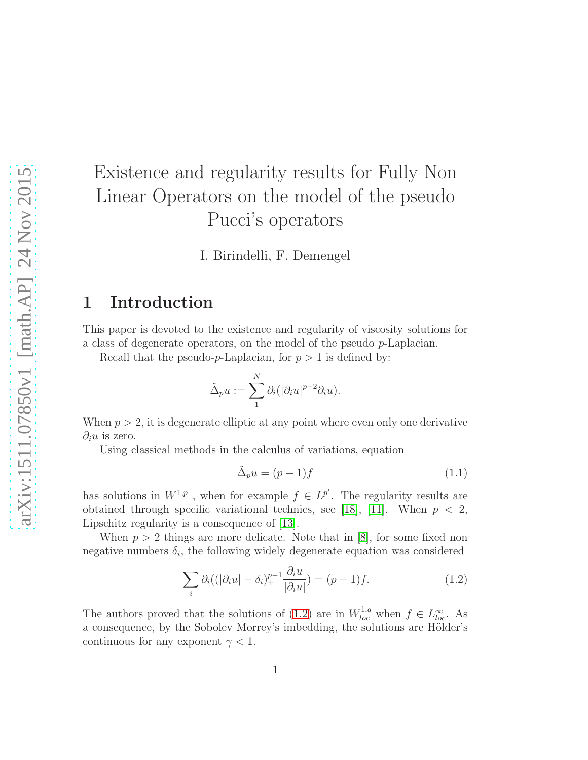# Existence and regularity results for Fully Non Linear Operators on the model of the pseudo Pucci's operators

I. Birindelli, F. Demengel

## 1 Introduction

This paper is devoted to the existence and regularity of viscosity solutions for a class of degenerate operators, on the model of the pseudo $p$-Laplacian.

Recall that the pseudo-$p$-Laplacian, for $p > 1$ is defined by:

$$\tilde{\Delta}_p u := \sum_1^N \partial_i(|\partial_i u|^{p-2}\partial_i u).$$

When $p > 2$, it is degenerate elliptic at any point where even only one derivative $\partial_i u$ is zero.

Using classical methods in the calculus of variations, equation

$$\tilde{\Delta}_p u = (p-1)f \tag{1.1}$$

has solutions in $W^{1,p}$ , when for example $f \in L^{p'}$. The regularity results are obtained through specific variational technics, see [18], [11]. When $p < 2$, Lipschitz regularity is a consequence of [13].

When $p > 2$ things are more delicate. Note that in [8], for some fixed non negative numbers $\delta_i$, the following widely degenerate equation was considered

$$\sum_i \partial_i((|\partial_i u| - \delta_i)_+^{p-1}\frac{\partial_i u}{|\partial_i u|}) = (p-1)f. \tag{1.2}$$

The authors proved that the solutions of (1.2) are in $W^{1,q}_{loc}$ when $f \in L^\infty_{loc}$. As a consequence, by the Sobolev Morrey's imbedding, the solutions are Hölder's continuous for any exponent $\gamma < 1$.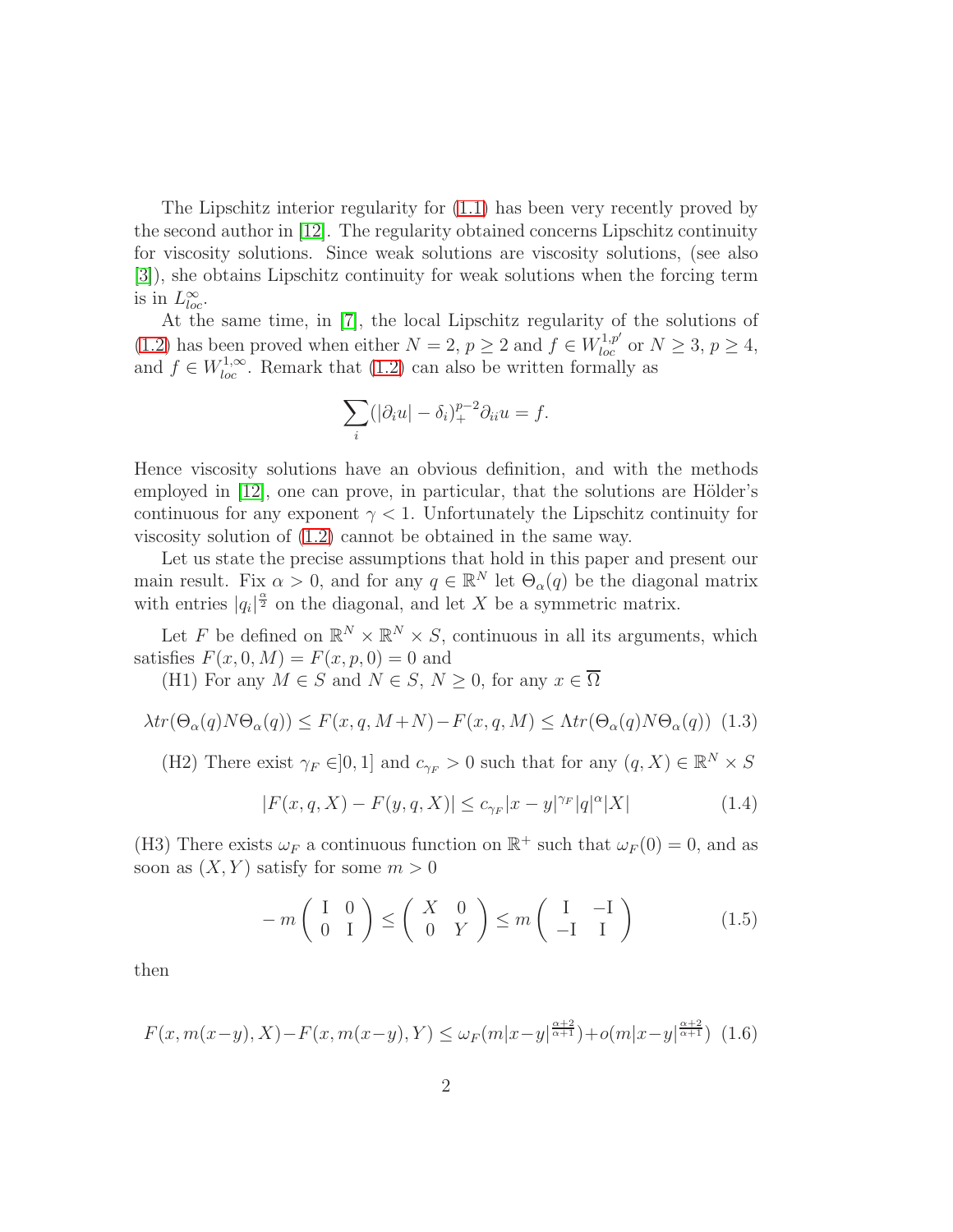The Lipschitz interior regularity for (1.1) has been very recently proved by the second author in [12]. The regularity obtained concerns Lipschitz continuity for viscosity solutions. Since weak solutions are viscosity solutions, (see also [3]), she obtains Lipschitz continuity for weak solutions when the forcing term is in $L^\infty_{loc}$.

At the same time, in [7], the local Lipschitz regularity of the solutions of (1.2) has been proved when either $N = 2$, $p \geq 2$ and $f \in W^{1,p'}_{loc}$ or $N \geq 3$, $p \geq 4$, and $f \in W^{1,\infty}_{loc}$. Remark that (1.2) can also be written formally as

$$\sum_i (|\partial_i u| - \delta_i)_+^{p-2} \partial_{ii} u = f.$$

Hence viscosity solutions have an obvious definition, and with the methods employed in [12], one can prove, in particular, that the solutions are Hölder's continuous for any exponent $\gamma < 1$. Unfortunately the Lipschitz continuity for viscosity solution of (1.2) cannot be obtained in the same way.

Let us state the precise assumptions that hold in this paper and present our main result. Fix $\alpha > 0$, and for any $q \in \mathbb{R}^N$ let $\Theta_\alpha(q)$ be the diagonal matrix with entries $|q_i|^{\frac{\alpha}{2}}$ on the diagonal, and let $X$ be a symmetric matrix.

Let $F$ be defined on $\mathbb{R}^N \times \mathbb{R}^N \times S$, continuous in all its arguments, which satisfies $F(x, 0, M) = F(x, p, 0) = 0$ and

(H1) For any $M \in S$ and $N \in S$, $N \geq 0$, for any $x \in \overline{\Omega}$

$$\lambda tr(\Theta_\alpha(q) N \Theta_\alpha(q)) \leq F(x, q, M+N) - F(x, q, M) \leq \Lambda tr(\Theta_\alpha(q) N \Theta_\alpha(q)) \quad (1.3)$$

(H2) There exist $\gamma_F \in ]0, 1]$ and $c_{\gamma_F} > 0$ such that for any $(q, X) \in \mathbb{R}^N \times S$

$$|F(x, q, X) - F(y, q, X)| \leq c_{\gamma_F} |x - y|^{\gamma_F} |q|^\alpha |X| \quad (1.4)$$

(H3) There exists $\omega_F$ a continuous function on $\mathbb{R}^+$ such that $\omega_F(0) = 0$, and as soon as $(X, Y)$ satisfy for some $m > 0$

$$-m \begin{pmatrix} I & 0 \\ 0 & I \end{pmatrix} \leq \begin{pmatrix} X & 0 \\ 0 & Y \end{pmatrix} \leq m \begin{pmatrix} I & -I \\ -I & I \end{pmatrix} \quad (1.5)$$

then

$$F(x, m(x-y), X) - F(x, m(x-y), Y) \leq \omega_F(m|x-y|^{\frac{\alpha+2}{\alpha+1}}) + o(m|x-y|^{\frac{\alpha+2}{\alpha+1}}) \quad (1.6)$$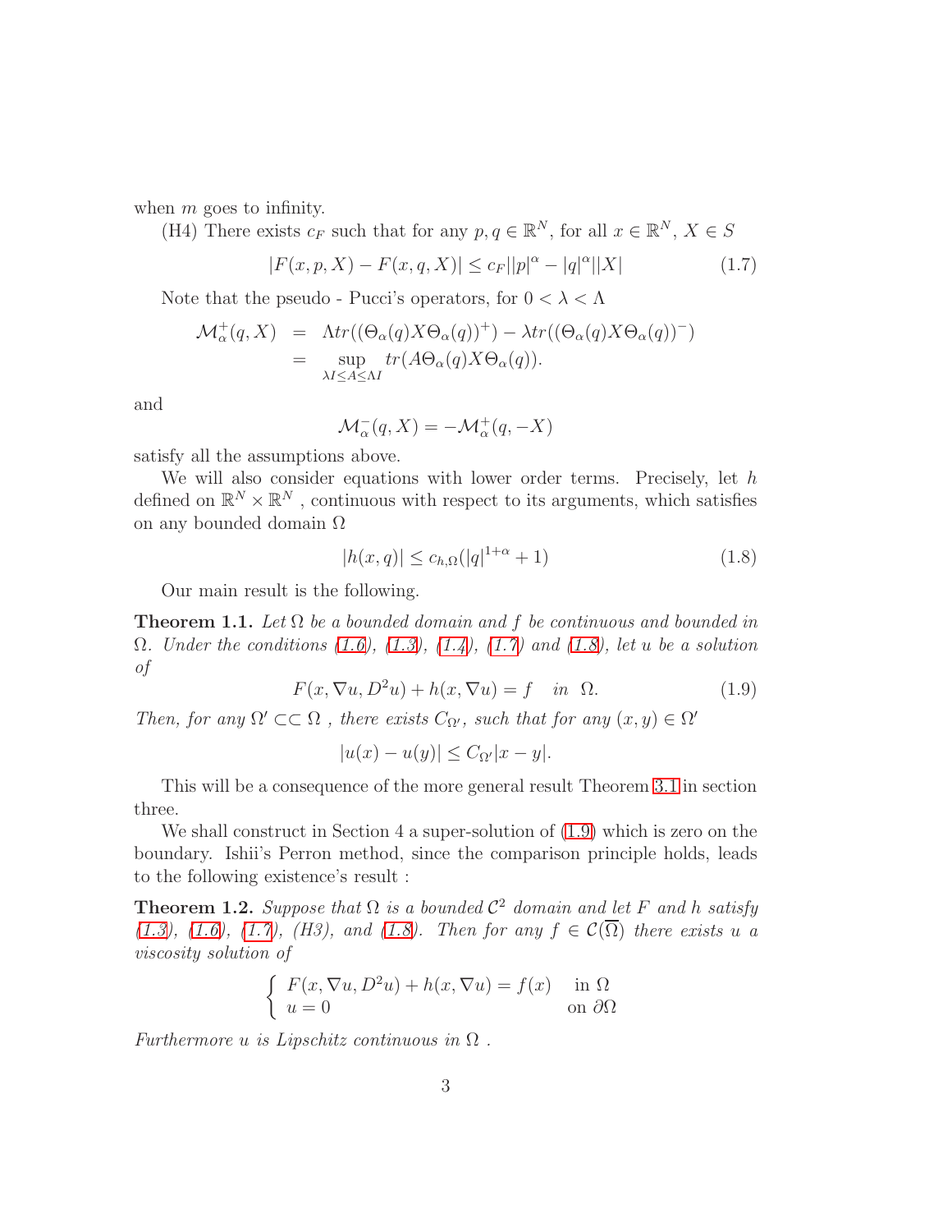when $m$ goes to infinity.

(H4) There exists $c_F$ such that for any $p, q \in \mathbb{R}^N$, for all $x \in \mathbb{R}^N$, $X \in S$

$$|F(x,p,X) - F(x,q,X)| \leq c_F ||p|^\alpha - |q|^\alpha||X| \tag{1.7}$$

Note that the pseudo - Pucci's operators, for $0 < \lambda < \Lambda$

$$\begin{aligned}
\mathcal{M}_\alpha^+(q,X) &= \Lambda tr((\Theta_\alpha(q)X\Theta_\alpha(q))^+) - \lambda tr((\Theta_\alpha(q)X\Theta_\alpha(q))^-) \\
&= \sup_{\lambda I \leq A \leq \Lambda I} tr(A\Theta_\alpha(q)X\Theta_\alpha(q)).
\end{aligned}$$

and

$$\mathcal{M}_\alpha^-(q,X) = -\mathcal{M}_\alpha^+(q,-X)$$

satisfy all the assumptions above.

We will also consider equations with lower order terms. Precisely, let $h$ defined on $\mathbb{R}^N \times \mathbb{R}^N$ , continuous with respect to its arguments, which satisfies on any bounded domain $\Omega$

$$|h(x,q)| \leq c_{h,\Omega}(|q|^{1+\alpha} + 1) \tag{1.8}$$

Our main result is the following.

**Theorem 1.1.** *Let $\Omega$ be a bounded domain and $f$ be continuous and bounded in $\Omega$. Under the conditions (1.6), (1.3), (1.4), (1.7) and (1.8), let $u$ be a solution of*

$$F(x, \nabla u, D^2u) + h(x, \nabla u) = f \quad in \;\; \Omega. \tag{1.9}$$

*Then, for any $\Omega' \subset\subset \Omega$ , there exists $C_{\Omega'}$, such that for any $(x,y) \in \Omega'$*

$$|u(x) - u(y)| \leq C_{\Omega'}|x-y|.$$

This will be a consequence of the more general result Theorem 3.1 in section three.

We shall construct in Section 4 a super-solution of (1.9) which is zero on the boundary. Ishii's Perron method, since the comparison principle holds, leads to the following existence's result :

**Theorem 1.2.** *Suppose that $\Omega$ is a bounded $\mathcal{C}^2$ domain and let $F$ and $h$ satisfy (1.3), (1.6), (1.7), (H3), and (1.8). Then for any $f \in \mathcal{C}(\overline{\Omega})$ there exists $u$ a viscosity solution of*

$$\begin{cases} F(x, \nabla u, D^2u) + h(x, \nabla u) = f(x) & \text{in } \Omega \\ u = 0 & \text{on } \partial\Omega \end{cases}$$

*Furthermore $u$ is Lipschitz continuous in $\Omega$ .*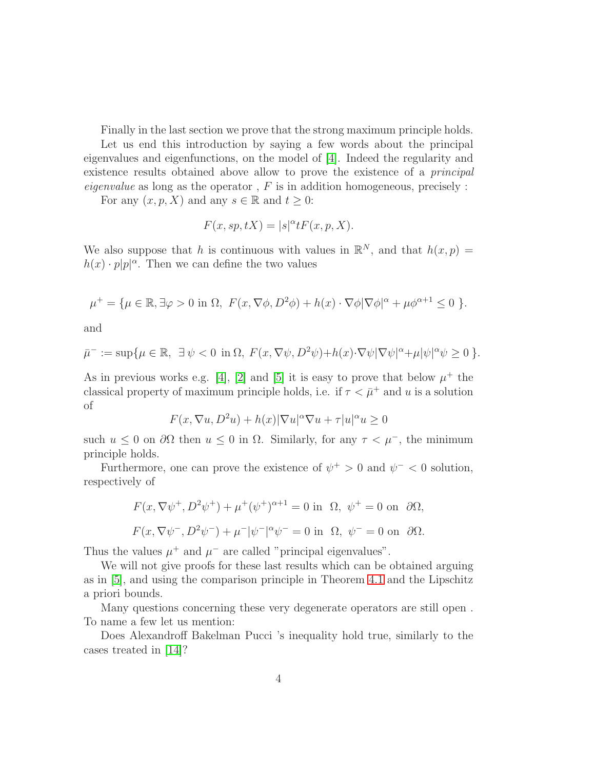Finally in the last section we prove that the strong maximum principle holds.

Let us end this introduction by saying a few words about the principal eigenvalues and eigenfunctions, on the model of [4]. Indeed the regularity and existence results obtained above allow to prove the existence of a *principal eigenvalue* as long as the operator , $F$ is in addition homogeneous, precisely :

For any $(x, p, X)$ and any $s \in \mathbb{R}$ and $t \geq 0$:

$$F(x, sp, tX) = |s|^\alpha t F(x, p, X).$$

We also suppose that $h$ is continuous with values in $\mathbb{R}^N$, and that $h(x, p) = h(x) \cdot p|p|^\alpha$. Then we can define the two values

$$\mu^+ = \{\mu \in \mathbb{R}, \exists \varphi > 0 \text{ in } \Omega,\ F(x, \nabla\phi, D^2\phi) + h(x) \cdot \nabla\phi|\nabla\phi|^\alpha + \mu\phi^{\alpha+1} \leq 0\ \}.$$

and

$$\bar{\mu}^- := \sup\{\mu \in \mathbb{R},\ \exists\, \psi < 0 \text{ in } \Omega,\ F(x, \nabla\psi, D^2\psi) + h(x)\cdot\nabla\psi|\nabla\psi|^\alpha + \mu|\psi|^\alpha\psi \geq 0\ \}.$$

As in previous works e.g. [4], [2] and [5] it is easy to prove that below $\mu^+$ the classical property of maximum principle holds, i.e. if $\tau < \bar{\mu}^+$ and $u$ is a solution of

$$F(x, \nabla u, D^2 u) + h(x)|\nabla u|^\alpha \nabla u + \tau |u|^\alpha u \geq 0$$

such $u \leq 0$ on $\partial\Omega$ then $u \leq 0$ in $\Omega$. Similarly, for any $\tau < \mu^-$, the minimum principle holds.

Furthermore, one can prove the existence of $\psi^+ > 0$ and $\psi^- < 0$ solution, respectively of

$$F(x, \nabla\psi^+, D^2\psi^+) + \mu^+(\psi^+)^{\alpha+1} = 0 \text{ in } \ \Omega,\ \ \psi^+ = 0 \text{ on } \ \partial\Omega,$$

$$F(x, \nabla\psi^-, D^2\psi^-) + \mu^-|\psi^-|^\alpha\psi^- = 0 \text{ in } \ \Omega,\ \ \psi^- = 0 \text{ on } \ \partial\Omega.$$

Thus the values $\mu^+$ and $\mu^-$ are called "principal eigenvalues".

We will not give proofs for these last results which can be obtained arguing as in [5], and using the comparison principle in Theorem 4.1 and the Lipschitz a priori bounds.

Many questions concerning these very degenerate operators are still open . To name a few let us mention:

Does Alexandroff Bakelman Pucci 's inequality hold true, similarly to the cases treated in [14]?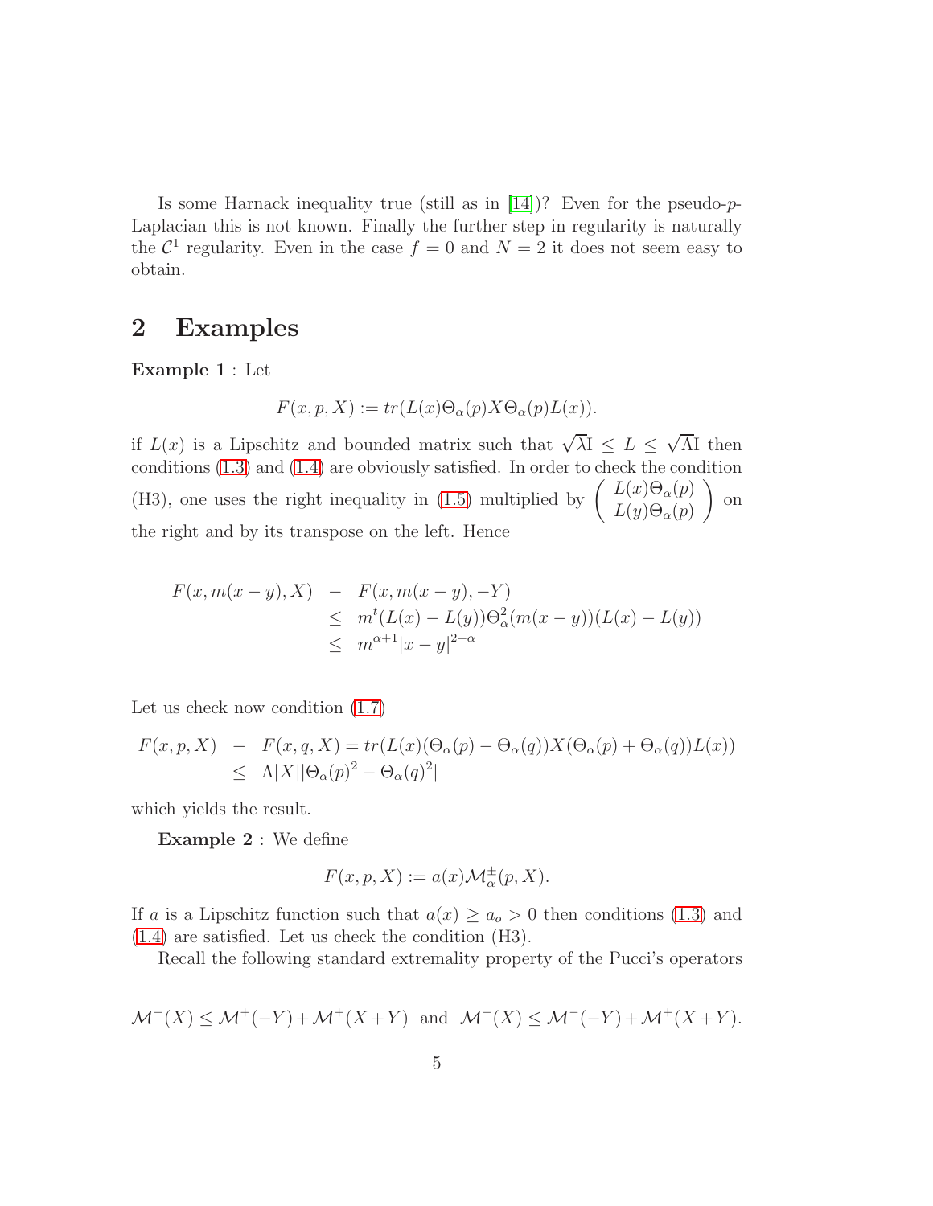Is some Harnack inequality true (still as in [14])? Even for the pseudo-$p$-Laplacian this is not known. Finally the further step in regularity is naturally the $\mathcal{C}^1$ regularity. Even in the case $f = 0$ and $N = 2$ it does not seem easy to obtain.

## 2 Examples

**Example 1** : Let

$$F(x,p,X) := tr(L(x)\Theta_\alpha(p)X\Theta_\alpha(p)L(x)).$$

if $L(x)$ is a Lipschitz and bounded matrix such that $\sqrt{\lambda}\mathrm{I} \leq L \leq \sqrt{\Lambda}\mathrm{I}$ then conditions (1.3) and (1.4) are obviously satisfied. In order to check the condition (H3), one uses the right inequality in (1.5) multiplied by $\begin{pmatrix} L(x)\Theta_\alpha(p) \\ L(y)\Theta_\alpha(p) \end{pmatrix}$ on the right and by its transpose on the left. Hence

$$\begin{array}{rcl} F(x, m(x-y), X) & - & F(x, m(x-y), -Y) \\ & \leq & m^t(L(x) - L(y))\Theta_\alpha^2(m(x-y))(L(x) - L(y)) \\ & \leq & m^{\alpha+1}|x-y|^{2+\alpha} \end{array}$$

Let us check now condition (1.7)

$$\begin{array}{rcl} F(x,p,X) & - & F(x,q,X) = tr(L(x)(\Theta_\alpha(p) - \Theta_\alpha(q))X(\Theta_\alpha(p) + \Theta_\alpha(q))L(x)) \\ & \leq & \Lambda|X||\Theta_\alpha(p)^2 - \Theta_\alpha(q)^2| \end{array}$$

which yields the result.

**Example 2** : We define

$$F(x,p,X) := a(x)\mathcal{M}_\alpha^\pm(p,X).$$

If $a$ is a Lipschitz function such that $a(x) \geq a_o > 0$ then conditions (1.3) and (1.4) are satisfied. Let us check the condition (H3).

Recall the following standard extremality property of the Pucci's operators

$$\mathcal{M}^+(X) \leq \mathcal{M}^+(-Y) + \mathcal{M}^+(X+Y) \ \text{ and } \ \mathcal{M}^-(X) \leq \mathcal{M}^-(-Y) + \mathcal{M}^+(X+Y).$$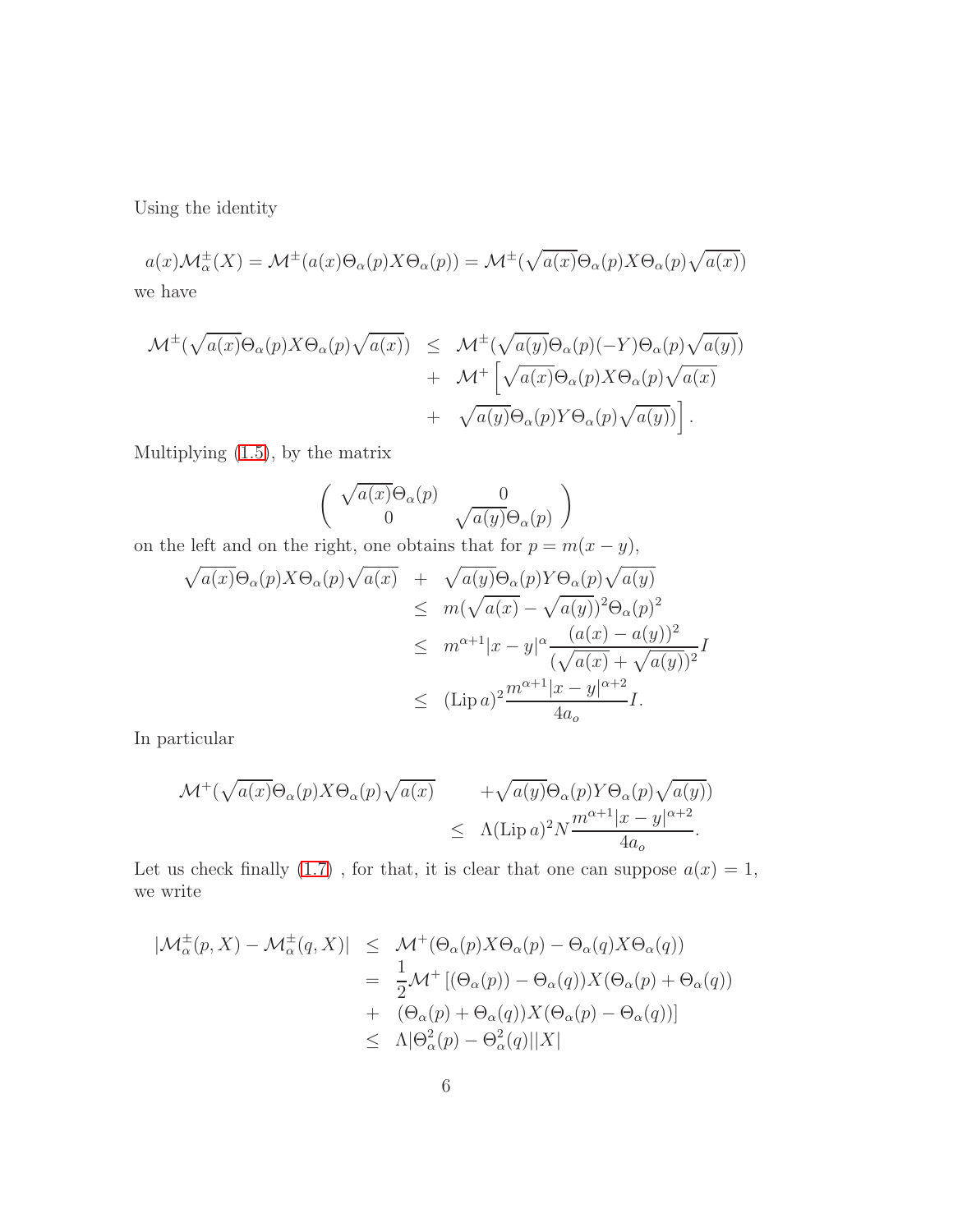Using the identity

$$a(x)\mathcal{M}^\pm_\alpha(X) = \mathcal{M}^\pm(a(x)\Theta_\alpha(p)X\Theta_\alpha(p)) = \mathcal{M}^\pm(\sqrt{a(x)}\Theta_\alpha(p)X\Theta_\alpha(p)\sqrt{a(x)})$$

we have

$$\begin{aligned}
\mathcal{M}^\pm(\sqrt{a(x)}\Theta_\alpha(p)X\Theta_\alpha(p)\sqrt{a(x)}) &\leq \mathcal{M}^\pm(\sqrt{a(y)}\Theta_\alpha(p)(-Y)\Theta_\alpha(p)\sqrt{a(y)}) \\
&+ \mathcal{M}^+\Big[\sqrt{a(x)}\Theta_\alpha(p)X\Theta_\alpha(p)\sqrt{a(x)} \\
&+ \sqrt{a(y)}\Theta_\alpha(p)Y\Theta_\alpha(p)\sqrt{a(y)})\Big].
\end{aligned}$$

Multiplying (1.5), by the matrix

$$\begin{pmatrix} \sqrt{a(x)}\Theta_\alpha(p) & 0 \\ 0 & \sqrt{a(y)}\Theta_\alpha(p) \end{pmatrix}$$

on the left and on the right, one obtains that for $p = m(x-y)$,

$$\begin{aligned}
\sqrt{a(x)}\Theta_\alpha(p)X\Theta_\alpha(p)\sqrt{a(x)} &+ \sqrt{a(y)}\Theta_\alpha(p)Y\Theta_\alpha(p)\sqrt{a(y)} \\
&\leq m(\sqrt{a(x)} - \sqrt{a(y)})^2\Theta_\alpha(p)^2 \\
&\leq m^{\alpha+1}|x-y|^\alpha \frac{(a(x)-a(y))^2}{(\sqrt{a(x)}+\sqrt{a(y)})^2} I \\
&\leq (\operatorname{Lip} a)^2 \frac{m^{\alpha+1}|x-y|^{\alpha+2}}{4a_o} I.
\end{aligned}$$

In particular

$$\begin{aligned}
\mathcal{M}^+(\sqrt{a(x)}\Theta_\alpha(p)X\Theta_\alpha(p)\sqrt{a(x)} &+ \sqrt{a(y)}\Theta_\alpha(p)Y\Theta_\alpha(p)\sqrt{a(y)}) \\
&\leq \Lambda(\operatorname{Lip} a)^2 N \frac{m^{\alpha+1}|x-y|^{\alpha+2}}{4a_o}.
\end{aligned}$$

Let us check finally (1.7) , for that, it is clear that one can suppose $a(x) = 1$, we write

$$\begin{aligned}
|\mathcal{M}^\pm_\alpha(p,X) - \mathcal{M}^\pm_\alpha(q,X)| &\leq \mathcal{M}^+(\Theta_\alpha(p)X\Theta_\alpha(p) - \Theta_\alpha(q)X\Theta_\alpha(q)) \\
&= \frac{1}{2}\mathcal{M}^+\left[(\Theta_\alpha(p)) - \Theta_\alpha(q))X(\Theta_\alpha(p) + \Theta_\alpha(q))\right. \\
&+ \left.(\Theta_\alpha(p) + \Theta_\alpha(q))X(\Theta_\alpha(p) - \Theta_\alpha(q))\right] \\
&\leq \Lambda|\Theta^2_\alpha(p) - \Theta^2_\alpha(q)||X|
\end{aligned}$$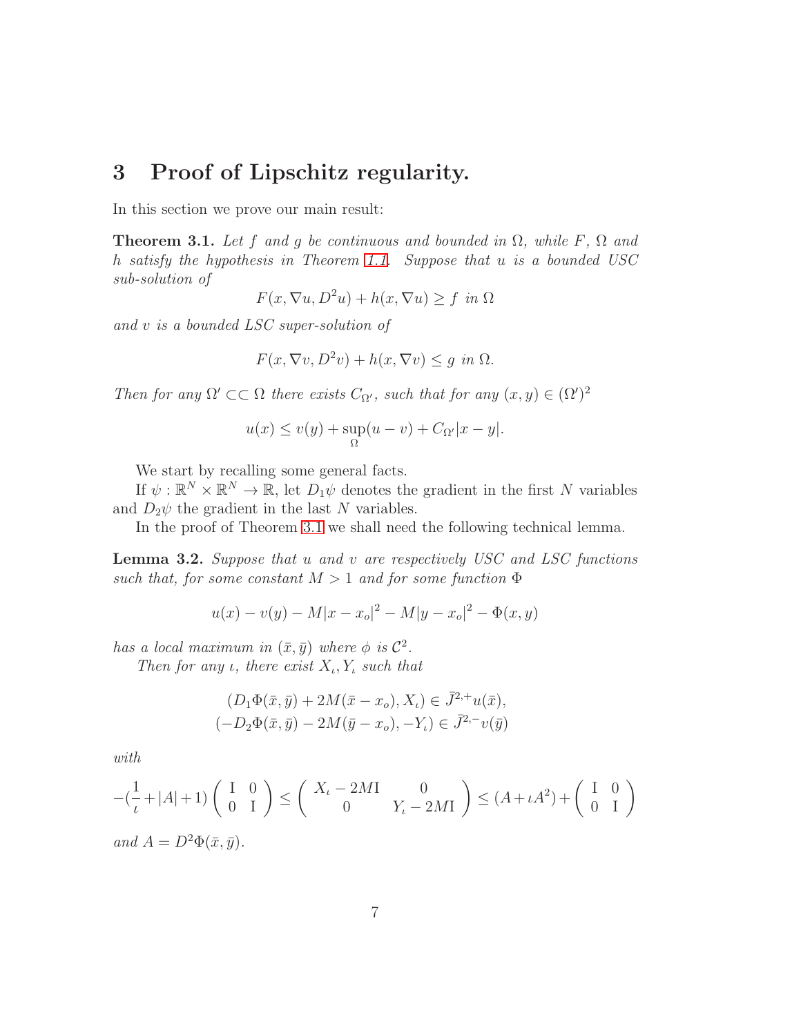# 3 Proof of Lipschitz regularity.

In this section we prove our main result:

**Theorem 3.1.** *Let $f$ and $g$ be continuous and bounded in $\Omega$, while $F$, $\Omega$ and $h$ satisfy the hypothesis in Theorem 1.1. Suppose that $u$ is a bounded USC sub-solution of*

$$F(x, \nabla u, D^2 u) + h(x, \nabla u) \geq f \text{ in } \Omega$$

*and $v$ is a bounded LSC super-solution of*

$$F(x, \nabla v, D^2 v) + h(x, \nabla v) \leq g \text{ in } \Omega.$$

*Then for any $\Omega' \subset\subset \Omega$ there exists $C_{\Omega'}$, such that for any $(x, y) \in (\Omega')^2$*

$$u(x) \leq v(y) + \sup_{\Omega}(u - v) + C_{\Omega'}|x - y|.$$

We start by recalling some general facts.

If $\psi : \mathbb{R}^N \times \mathbb{R}^N \to \mathbb{R}$, let $D_1\psi$ denotes the gradient in the first $N$ variables and $D_2\psi$ the gradient in the last $N$ variables.

In the proof of Theorem 3.1 we shall need the following technical lemma.

**Lemma 3.2.** *Suppose that $u$ and $v$ are respectively USC and LSC functions such that, for some constant $M > 1$ and for some function $\Phi$*

$$u(x) - v(y) - M|x - x_o|^2 - M|y - x_o|^2 - \Phi(x, y)$$

*has a local maximum in $(\bar{x}, \bar{y})$ where $\phi$ is $\mathcal{C}^2$.*

*Then for any $\iota$, there exist $X_\iota, Y_\iota$ such that*

$$\begin{array}{c}(D_1\Phi(\bar{x}, \bar{y}) + 2M(\bar{x} - x_o), X_\iota) \in \bar{J}^{2,+}u(\bar{x}),\\ (-D_2\Phi(\bar{x}, \bar{y}) - 2M(\bar{y} - x_o), -Y_\iota) \in \bar{J}^{2,-}v(\bar{y})\end{array}$$

*with*

$$-(\frac{1}{\iota} + |A| + 1)\begin{pmatrix} \mathrm{I} & 0 \\ 0 & \mathrm{I} \end{pmatrix} \leq \begin{pmatrix} X_\iota - 2M\mathrm{I} & 0 \\ 0 & Y_\iota - 2M\mathrm{I} \end{pmatrix} \leq (A + \iota A^2) + \begin{pmatrix} \mathrm{I} & 0 \\ 0 & \mathrm{I} \end{pmatrix}$$

*and $A = D^2\Phi(\bar{x}, \bar{y})$.*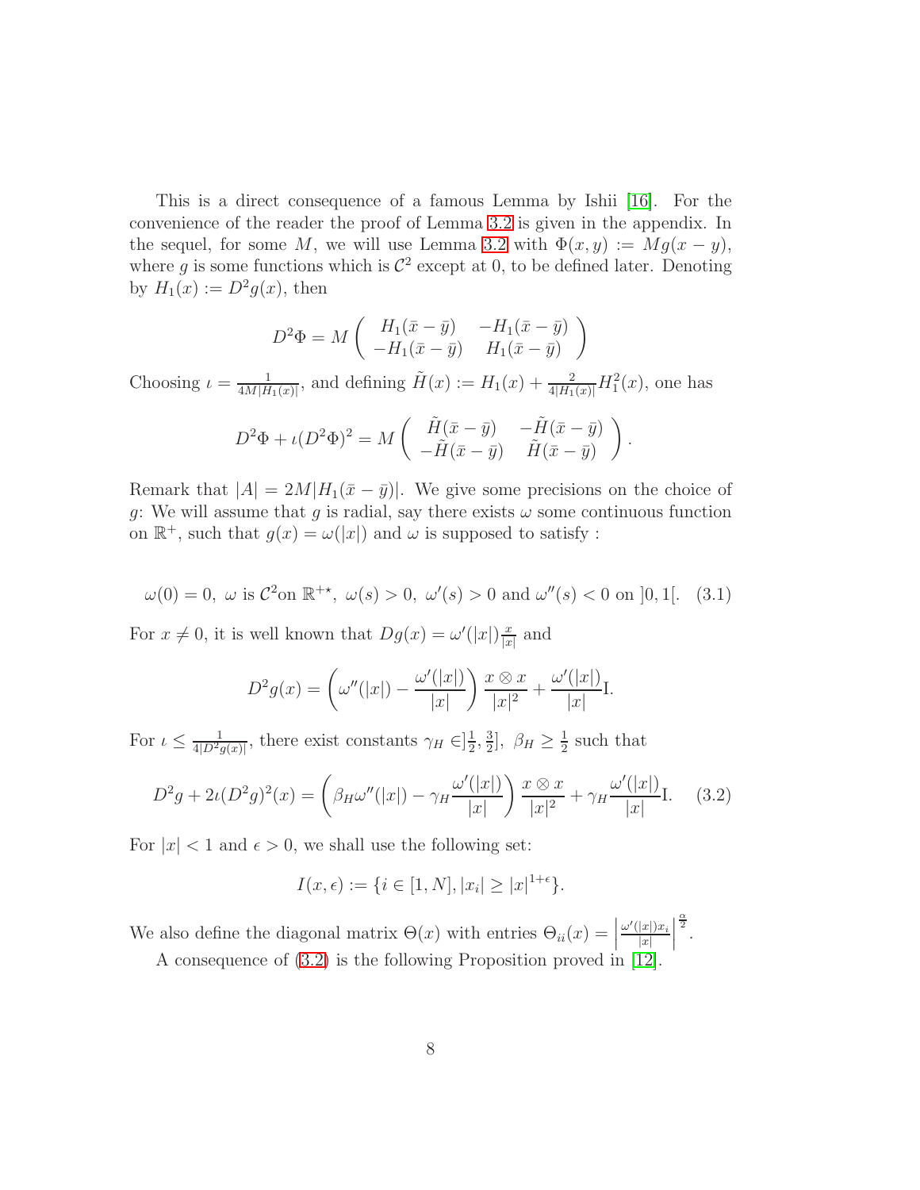This is a direct consequence of a famous Lemma by Ishii [16]. For the convenience of the reader the proof of Lemma 3.2 is given in the appendix. In the sequel, for some $M$, we will use Lemma 3.2 with $\Phi(x,y) := Mg(x-y)$, where $g$ is some functions which is $\mathcal{C}^2$ except at 0, to be defined later. Denoting by $H_1(x) := D^2 g(x)$, then

$$D^2\Phi = M \begin{pmatrix} H_1(\bar{x}-\bar{y}) & -H_1(\bar{x}-\bar{y}) \\ -H_1(\bar{x}-\bar{y}) & H_1(\bar{x}-\bar{y}) \end{pmatrix}$$

Choosing $\iota = \frac{1}{4M|H_1(x)|}$, and defining $\tilde{H}(x) := H_1(x) + \frac{2}{4|H_1(x)|}H_1^2(x)$, one has

$$D^2\Phi + \iota(D^2\Phi)^2 = M \begin{pmatrix} \tilde{H}(\bar{x}-\bar{y}) & -\tilde{H}(\bar{x}-\bar{y}) \\ -\tilde{H}(\bar{x}-\bar{y}) & \tilde{H}(\bar{x}-\bar{y}) \end{pmatrix}.$$

Remark that $|A| = 2M|H_1(\bar{x}-\bar{y})|$. We give some precisions on the choice of $g$: We will assume that $g$ is radial, say there exists $\omega$ some continuous function on $\mathbb{R}^+$, such that $g(x) = \omega(|x|)$ and $\omega$ is supposed to satisfy :

$$\omega(0) = 0,\ \omega \text{ is } \mathcal{C}^2 \text{on } \mathbb{R}^{+\star},\ \omega(s) > 0,\ \omega'(s) > 0 \text{ and } \omega''(s) < 0 \text{ on } ]0,1[. \quad (3.1)$$

For $x \neq 0$, it is well known that $Dg(x) = \omega'(|x|)\frac{x}{|x|}$ and

$$D^2 g(x) = \left(\omega''(|x|) - \frac{\omega'(|x|)}{|x|}\right)\frac{x \otimes x}{|x|^2} + \frac{\omega'(|x|)}{|x|}\mathrm{I}.$$

For $\iota \leq \frac{1}{4|D^2 g(x)|}$, there exist constants $\gamma_H \in ]\frac{1}{2}, \frac{3}{2}]$, $\beta_H \geq \frac{1}{2}$ such that

$$D^2 g + 2\iota(D^2 g)^2(x) = \left(\beta_H \omega''(|x|) - \gamma_H \frac{\omega'(|x|)}{|x|}\right)\frac{x \otimes x}{|x|^2} + \gamma_H \frac{\omega'(|x|)}{|x|}\mathrm{I}. \quad (3.2)$$

For $|x| < 1$ and $\epsilon > 0$, we shall use the following set:

$$I(x,\epsilon) := \{i \in [1,N], |x_i| \geq |x|^{1+\epsilon}\}.$$

We also define the diagonal matrix $\Theta(x)$ with entries $\Theta_{ii}(x) = \left|\frac{\omega'(|x|)x_i}{|x|}\right|^{\frac{\alpha}{2}}$.

A consequence of (3.2) is the following Proposition proved in [12].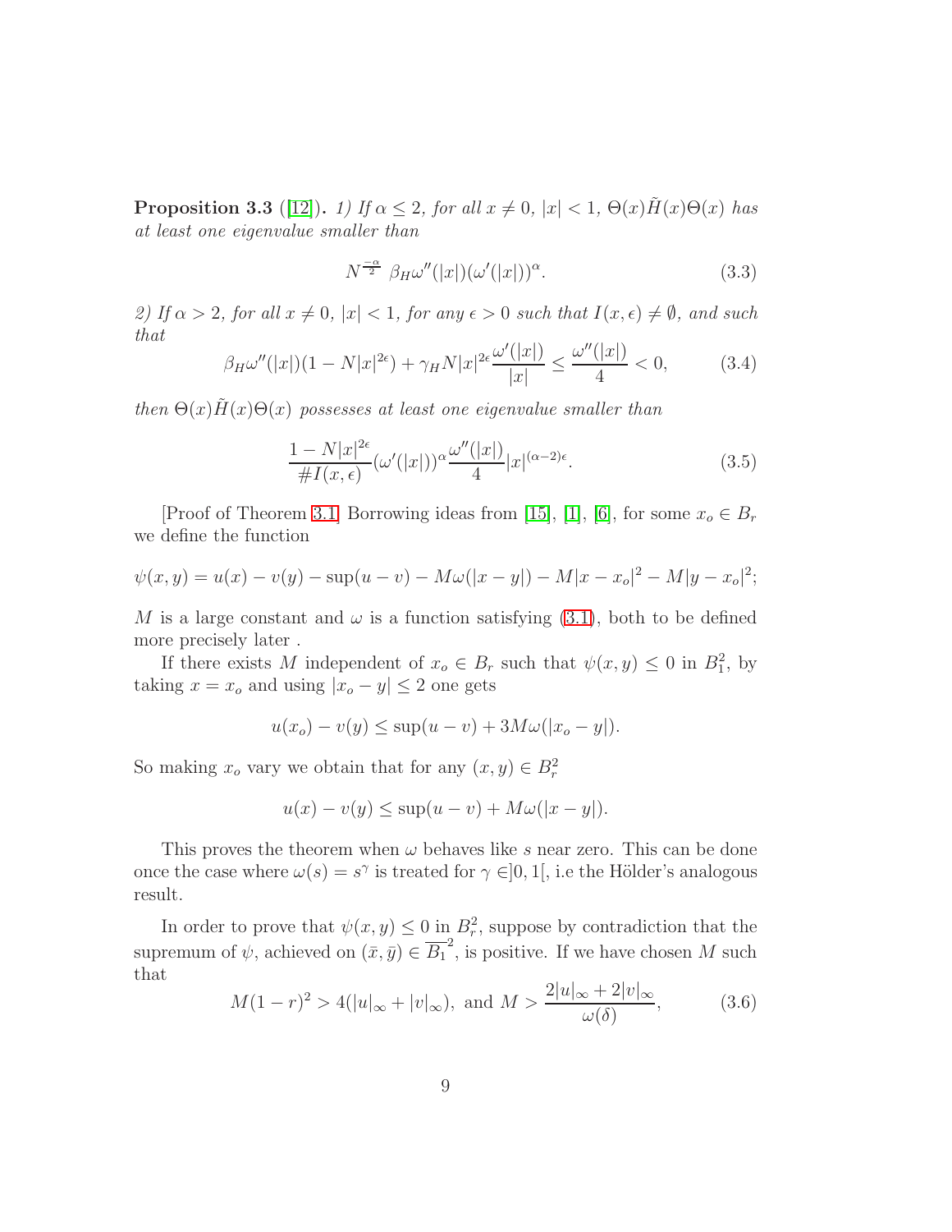**Proposition 3.3** ([12]). *1) If $\alpha \leq 2$, for all $x \neq 0$, $|x| < 1$, $\Theta(x)\tilde{H}(x)\Theta(x)$ has at least one eigenvalue smaller than*

$$N^{\frac{-\alpha}{2}} \beta_H \omega''(|x|)(\omega'(|x|))^\alpha. \tag{3.3}$$

*2) If $\alpha > 2$, for all $x \neq 0$, $|x| < 1$, for any $\epsilon > 0$ such that $I(x, \epsilon) \neq \emptyset$, and such that*

$$\beta_H \omega''(|x|)(1 - N|x|^{2\epsilon}) + \gamma_H N |x|^{2\epsilon} \frac{\omega'(|x|)}{|x|} \leq \frac{\omega''(|x|)}{4} < 0, \tag{3.4}$$

*then $\Theta(x)\tilde{H}(x)\Theta(x)$ possesses at least one eigenvalue smaller than*

$$\frac{1 - N|x|^{2\epsilon}}{\# I(x, \epsilon)} (\omega'(|x|))^\alpha \frac{\omega''(|x|)}{4} |x|^{(\alpha-2)\epsilon}. \tag{3.5}$$

[Proof of Theorem 3.1] Borrowing ideas from [15], [1], [6], for some $x_o \in B_r$ we define the function

$$\psi(x, y) = u(x) - v(y) - \sup(u - v) - M\omega(|x - y|) - M|x - x_o|^2 - M|y - x_o|^2;$$

$M$ is a large constant and $\omega$ is a function satisfying (3.1), both to be defined more precisely later .

If there exists $M$ independent of $x_o \in B_r$ such that $\psi(x, y) \leq 0$ in $B_1^2$, by taking $x = x_o$ and using $|x_o - y| \leq 2$ one gets

$$u(x_o) - v(y) \leq \sup(u - v) + 3M\omega(|x_o - y|).$$

So making $x_o$ vary we obtain that for any $(x, y) \in B_r^2$

$$u(x) - v(y) \leq \sup(u - v) + M\omega(|x - y|).$$

This proves the theorem when $\omega$ behaves like $s$ near zero. This can be done once the case where $\omega(s) = s^\gamma$ is treated for $\gamma \in ]0, 1[$, i.e the Hölder's analogous result.

In order to prove that $\psi(x, y) \leq 0$ in $B_r^2$, suppose by contradiction that the supremum of $\psi$, achieved on $(\bar{x}, \bar{y}) \in \overline{B_1}^2$, is positive. If we have chosen $M$ such that

$$M(1 - r)^2 > 4(|u|_\infty + |v|_\infty), \text{ and } M > \frac{2|u|_\infty + 2|v|_\infty}{\omega(\delta)}, \tag{3.6}$$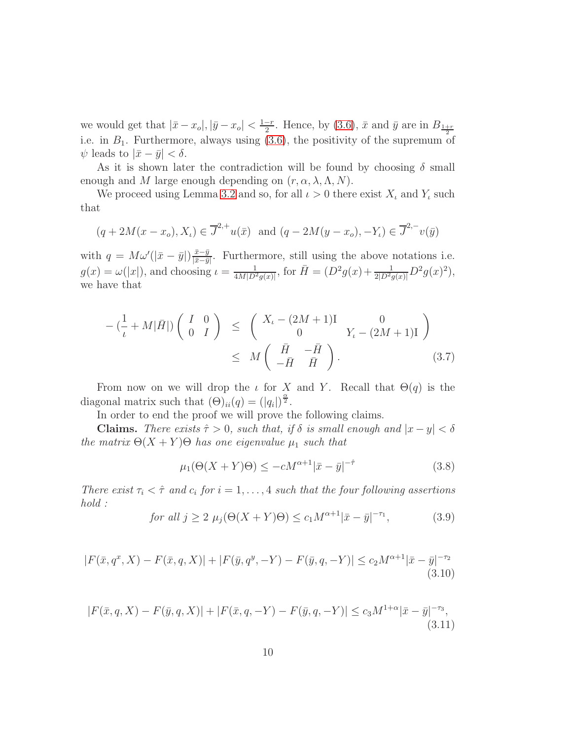we would get that $|\bar{x}-x_o|, |\bar{y}-x_o| < \frac{1-r}{2}$. Hence, by (3.6), $\bar{x}$ and $\bar{y}$ are in $B_{\frac{1+r}{2}}$ i.e. in $B_1$. Furthermore, always using (3.6), the positivity of the supremum of $\psi$ leads to $|\bar{x}-\bar{y}| < \delta$.

As it is shown later the contradiction will be found by choosing $\delta$ small enough and $M$ large enough depending on $(r, \alpha, \lambda, \Lambda, N)$.

We proceed using Lemma 3.2 and so, for all $\iota > 0$ there exist $X_\iota$ and $Y_\iota$ such that

$$(q + 2M(x-x_o), X_\iota) \in \overline{J}^{2,+}u(\bar{x}) \ \text{ and } (q - 2M(y-x_o), -Y_\iota) \in \overline{J}^{2,-}v(\bar{y})$$

with $q = M\omega'(|\bar{x}-\bar{y}|)\frac{\bar{x}-\bar{y}}{|\bar{x}-\bar{y}|}$. Furthermore, still using the above notations i.e. $g(x) = \omega(|x|)$, and choosing $\iota = \frac{1}{4M|D^2g(x)|}$, for $\bar{H} = (D^2g(x) + \frac{1}{2|D^2g(x)|}D^2g(x)^2)$, we have that

$$
\begin{aligned}
-(\frac{1}{\iota} + M|\bar{H}|)\begin{pmatrix} I & 0 \\ 0 & I \end{pmatrix} &\leq \begin{pmatrix} X_\iota - (2M+1)\mathrm{I} & 0 \\ 0 & Y_\iota - (2M+1)\mathrm{I} \end{pmatrix} \\
&\leq M\begin{pmatrix} \bar{H} & -\bar{H} \\ -\bar{H} & \bar{H} \end{pmatrix}. \qquad (3.7)
\end{aligned}
$$

From now on we will drop the $\iota$ for $X$ and $Y$. Recall that $\Theta(q)$ is the diagonal matrix such that $(\Theta)_{ii}(q) = (|q_i|)^{\frac{\alpha}{2}}$.

In order to end the proof we will prove the following claims.

**Claims.** *There exists $\hat{\tau} > 0$, such that, if $\delta$ is small enough and $|x-y| < \delta$ the matrix $\Theta(X+Y)\Theta$ has one eigenvalue $\mu_1$ such that*

$$\mu_1(\Theta(X+Y)\Theta) \leq -cM^{\alpha+1}|\bar{x}-\bar{y}|^{-\hat{\tau}} \qquad (3.8)$$

*There exist $\tau_i < \hat{\tau}$ and $c_i$ for $i = 1, \dots, 4$ such that the four following assertions hold :*

$$\text{for all } j \geq 2 \ \mu_j(\Theta(X+Y)\Theta) \leq c_1 M^{\alpha+1}|\bar{x}-\bar{y}|^{-\tau_1}, \qquad (3.9)$$

$$|F(\bar{x}, q^x, X) - F(\bar{x}, q, X)| + |F(\bar{y}, q^y, -Y) - F(\bar{y}, q, -Y)| \leq c_2 M^{\alpha+1}|\bar{x}-\bar{y}|^{-\tau_2} \qquad (3.10)$$

$$|F(\bar{x}, q, X) - F(\bar{y}, q, X)| + |F(\bar{x}, q, -Y) - F(\bar{y}, q, -Y)| \leq c_3 M^{1+\alpha}|\bar{x}-\bar{y}|^{-\tau_3}, \qquad (3.11)$$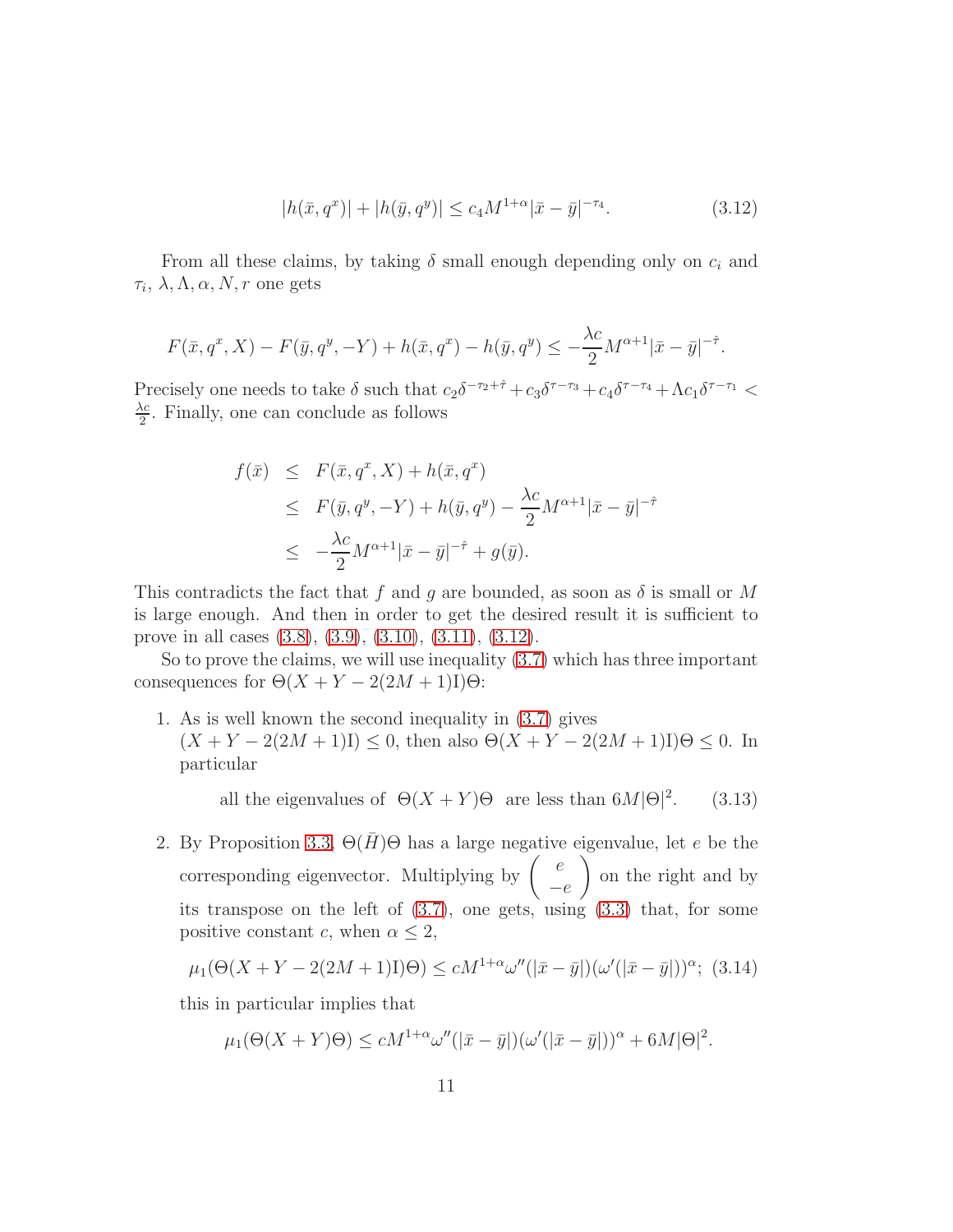$$|h(\bar{x}, q^x)| + |h(\bar{y}, q^y)| \leq c_4 M^{1+\alpha}|\bar{x} - \bar{y}|^{-\tau_4}. \tag{3.12}$$

From all these claims, by taking $\delta$ small enough depending only on $c_i$ and $\tau_i$, $\lambda, \Lambda, \alpha, N, r$ one gets

$$F(\bar{x}, q^x, X) - F(\bar{y}, q^y, -Y) + h(\bar{x}, q^x) - h(\bar{y}, q^y) \leq -\frac{\lambda c}{2} M^{\alpha+1}|\bar{x} - \bar{y}|^{-\hat{\tau}}.$$

Precisely one needs to take $\delta$ such that $c_2\delta^{-\tau_2+\hat{\tau}} + c_3\delta^{\tau-\tau_3} + c_4\delta^{\tau-\tau_4} + \Lambda c_1\delta^{\tau-\tau_1} < \frac{\lambda c}{2}$. Finally, one can conclude as follows

$$\begin{aligned} f(\bar{x}) &\leq F(\bar{x}, q^x, X) + h(\bar{x}, q^x) \\ &\leq F(\bar{y}, q^y, -Y) + h(\bar{y}, q^y) - \frac{\lambda c}{2} M^{\alpha+1}|\bar{x} - \bar{y}|^{-\hat{\tau}} \\ &\leq -\frac{\lambda c}{2} M^{\alpha+1}|\bar{x} - \bar{y}|^{-\hat{\tau}} + g(\bar{y}). \end{aligned}$$

This contradicts the fact that $f$ and $g$ are bounded, as soon as $\delta$ is small or $M$ is large enough. And then in order to get the desired result it is sufficient to prove in all cases (3.8), (3.9), (3.10), (3.11), (3.12).

So to prove the claims, we will use inequality (3.7) which has three important consequences for $\Theta(X + Y - 2(2M + 1)\mathrm{I})\Theta$:

1. As is well known the second inequality in (3.7) gives $(X + Y - 2(2M + 1)\mathrm{I}) \leq 0$, then also $\Theta(X + Y - 2(2M + 1)\mathrm{I})\Theta \leq 0$. In particular

$$\text{all the eigenvalues of } \ \Theta(X + Y)\Theta \ \text{ are less than } 6M|\Theta|^2. \tag{3.13}$$

2. By Proposition 3.3, $\Theta(\bar{H})\Theta$ has a large negative eigenvalue, let $e$ be the corresponding eigenvector. Multiplying by $\begin{pmatrix} e \\ -e \end{pmatrix}$ on the right and by its transpose on the left of (3.7), one gets, using (3.3) that, for some positive constant $c$, when $\alpha \leq 2$,

$$\mu_1(\Theta(X + Y - 2(2M + 1)\mathrm{I}\Theta) \leq cM^{1+\alpha}\omega''(|\bar{x} - \bar{y}|)(\omega'(|\bar{x} - \bar{y}|))^\alpha; \tag{3.14}$$

this in particular implies that

$$\mu_1(\Theta(X + Y)\Theta) \leq cM^{1+\alpha}\omega''(|\bar{x} - \bar{y}|)(\omega'(|\bar{x} - \bar{y}|))^\alpha + 6M|\Theta|^2.$$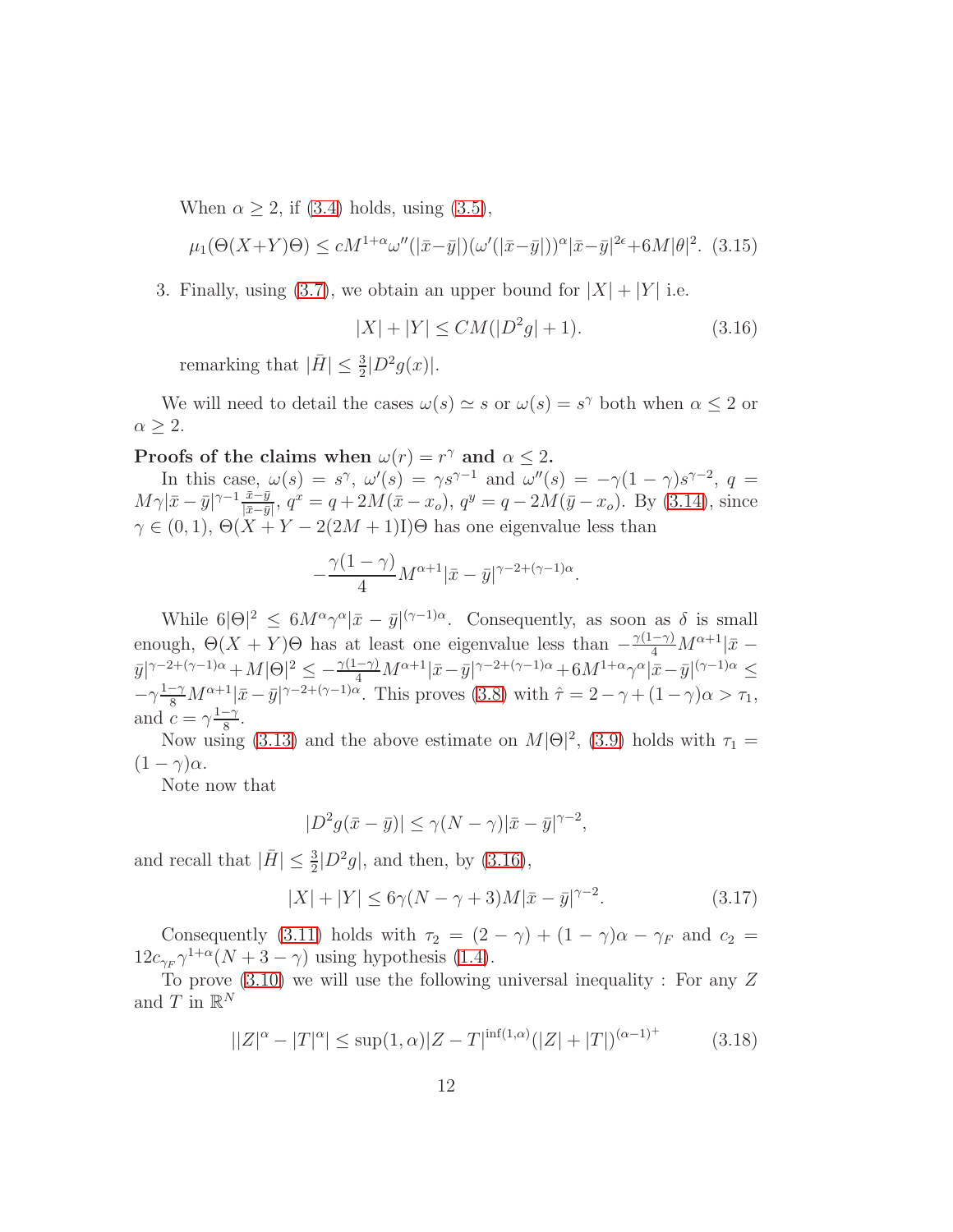When $\alpha \geq 2$, if (3.4) holds, using (3.5),

$$\mu_1(\Theta(X+Y)\Theta) \leq cM^{1+\alpha}\omega''(|\bar{x}-\bar{y}|)(\omega'(|\bar{x}-\bar{y}|))^\alpha|\bar{x}-\bar{y}|^{2\epsilon}+6M|\theta|^2. \quad (3.15)$$

3. Finally, using (3.7), we obtain an upper bound for $|X|+|Y|$ i.e.

$$|X|+|Y| \leq CM(|D^2g|+1). \quad (3.16)$$

remarking that $|\bar{H}| \leq \frac{3}{2}|D^2g(x)|$.

We will need to detail the cases $\omega(s) \simeq s$ or $\omega(s) = s^\gamma$ both when $\alpha \leq 2$ or $\alpha \geq 2$.

**Proofs of the claims when $\omega(r) = r^\gamma$ and $\alpha \leq 2$.**

In this case, $\omega(s) = s^\gamma$, $\omega'(s) = \gamma s^{\gamma-1}$ and $\omega''(s) = -\gamma(1-\gamma)s^{\gamma-2}$, $q = M\gamma|\bar{x}-\bar{y}|^{\gamma-1}\frac{\bar{x}-\bar{y}}{|\bar{x}-\bar{y}|}$, $q^x = q+2M(\bar{x}-x_o)$, $q^y = q-2M(\bar{y}-x_o)$. By (3.14), since $\gamma \in (0,1)$, $\Theta(X+Y-2(2M+1)\mathrm{I})\Theta$ has one eigenvalue less than

$$-\frac{\gamma(1-\gamma)}{4}M^{\alpha+1}|\bar{x}-\bar{y}|^{\gamma-2+(\gamma-1)\alpha}.$$

While $6|\Theta|^2 \leq 6M^\alpha\gamma^\alpha|\bar{x}-\bar{y}|^{(\gamma-1)\alpha}$. Consequently, as soon as $\delta$ is small enough, $\Theta(X+Y)\Theta$ has at least one eigenvalue less than $-\frac{\gamma(1-\gamma)}{4}M^{\alpha+1}|\bar{x}-\bar{y}|^{\gamma-2+(\gamma-1)\alpha}+M|\Theta|^2 \leq -\frac{\gamma(1-\gamma)}{4}M^{\alpha+1}|\bar{x}-\bar{y}|^{\gamma-2+(\gamma-1)\alpha}+6M^{1+\alpha}\gamma^\alpha|\bar{x}-\bar{y}|^{(\gamma-1)\alpha} \leq -\gamma\frac{1-\gamma}{8}M^{\alpha+1}|\bar{x}-\bar{y}|^{\gamma-2+(\gamma-1)\alpha}$. This proves (3.8) with $\hat{\tau} = 2-\gamma+(1-\gamma)\alpha > \tau_1$, and $c = \gamma\frac{1-\gamma}{8}$.

Now using (3.13) and the above estimate on $M|\Theta|^2$, (3.9) holds with $\tau_1 = (1-\gamma)\alpha$.

Note now that

$$|D^2g(\bar{x}-\bar{y})| \leq \gamma(N-\gamma)|\bar{x}-\bar{y}|^{\gamma-2},$$

and recall that $|\bar{H}| \leq \frac{3}{2}|D^2g|$, and then, by (3.16),

$$|X|+|Y| \leq 6\gamma(N-\gamma+3)M|\bar{x}-\bar{y}|^{\gamma-2}. \quad (3.17)$$

Consequently (3.11) holds with $\tau_2 = (2-\gamma)+(1-\gamma)\alpha-\gamma_F$ and $c_2 = 12c_{\gamma_F}\gamma^{1+\alpha}(N+3-\gamma)$ using hypothesis (1.4).

To prove (3.10) we will use the following universal inequality : For any $Z$ and $T$ in $\mathbb{R}^N$

$$||Z|^\alpha-|T|^\alpha| \leq \sup(1,\alpha)|Z-T|^{\inf(1,\alpha)}(|Z|+|T|)^{(\alpha-1)^+} \quad (3.18)$$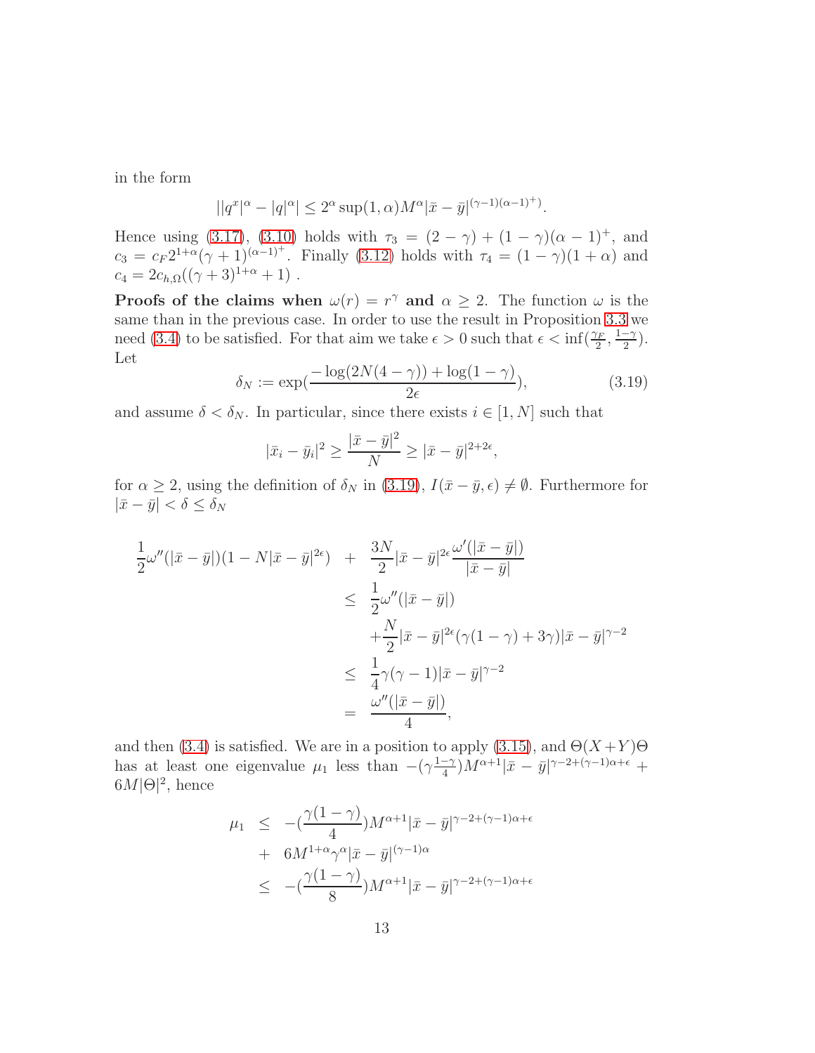in the form

$$||q^x|^\alpha - |q|^\alpha| \leq 2^\alpha \sup(1,\alpha) M^\alpha |\bar{x} - \bar{y}|^{(\gamma-1)(\alpha-1)^+}.$$

Hence using (3.17), (3.10) holds with $\tau_3 = (2-\gamma) + (1-\gamma)(\alpha-1)^+$, and $c_3 = c_F 2^{1+\alpha}(\gamma+1)^{(\alpha-1)^+}$. Finally (3.12) holds with $\tau_4 = (1-\gamma)(1+\alpha)$ and $c_4 = 2c_{h,\Omega}((\gamma+3)^{1+\alpha}+1)$ .

**Proofs of the claims when $\omega(r) = r^\gamma$ and $\alpha \geq 2$.** The function $\omega$ is the same than in the previous case. In order to use the result in Proposition 3.3 we need (3.4) to be satisfied. For that aim we take $\epsilon > 0$ such that $\epsilon < \inf(\frac{\gamma_F}{2}, \frac{1-\gamma}{2})$. Let

$$\delta_N := \exp\left(\frac{-\log(2N(4-\gamma)) + \log(1-\gamma)}{2\epsilon}\right), \tag{3.19}$$

and assume $\delta < \delta_N$. In particular, since there exists $i \in [1, N]$ such that

$$|\bar{x}_i - \bar{y}_i|^2 \geq \frac{|\bar{x} - \bar{y}|^2}{N} \geq |\bar{x} - \bar{y}|^{2+2\epsilon},$$

for $\alpha \geq 2$, using the definition of $\delta_N$ in (3.19), $I(\bar{x} - \bar{y}, \epsilon) \neq \emptyset$. Furthermore for $|\bar{x} - \bar{y}| < \delta \leq \delta_N$

$$\begin{aligned}
\frac{1}{2}\omega''(|\bar{x}-\bar{y}|)(1 - N|\bar{x}-\bar{y}|^{2\epsilon}) \quad &+ \quad \frac{3N}{2}|\bar{x}-\bar{y}|^{2\epsilon}\frac{\omega'(|\bar{x}-\bar{y}|)}{|\bar{x}-\bar{y}|} \\
&\leq \quad \frac{1}{2}\omega''(|\bar{x}-\bar{y}|) \\
&\quad + \frac{N}{2}|\bar{x}-\bar{y}|^{2\epsilon}(\gamma(1-\gamma) + 3\gamma)|\bar{x}-\bar{y}|^{\gamma-2} \\
&\leq \quad \frac{1}{4}\gamma(\gamma-1)|\bar{x}-\bar{y}|^{\gamma-2} \\
&= \quad \frac{\omega''(|\bar{x}-\bar{y}|)}{4},
\end{aligned}$$

and then (3.4) is satisfied. We are in a position to apply (3.15), and $\Theta(X+Y)\Theta$ has at least one eigenvalue $\mu_1$ less than $-(\gamma\frac{1-\gamma}{4})M^{\alpha+1}|\bar{x}-\bar{y}|^{\gamma-2+(\gamma-1)\alpha+\epsilon} + 6M|\Theta|^2$, hence

$$\begin{aligned}
\mu_1 \quad &\leq \quad -\left(\frac{\gamma(1-\gamma)}{4}\right)M^{\alpha+1}|\bar{x}-\bar{y}|^{\gamma-2+(\gamma-1)\alpha+\epsilon} \\
&\quad + \quad 6M^{1+\alpha}\gamma^\alpha|\bar{x}-\bar{y}|^{(\gamma-1)\alpha} \\
&\leq \quad -\left(\frac{\gamma(1-\gamma)}{8}\right)M^{\alpha+1}|\bar{x}-\bar{y}|^{\gamma-2+(\gamma-1)\alpha+\epsilon}
\end{aligned}$$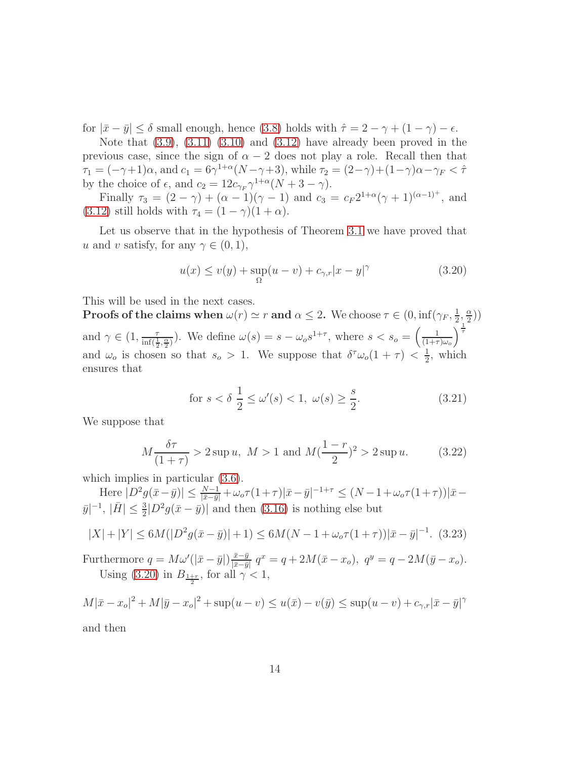for $|\bar{x}-\bar{y}|\leq \delta$ small enough, hence (3.8) holds with $\hat{\tau}=2-\gamma+(1-\gamma)-\epsilon$.

Note that (3.9), (3.11) (3.10) and (3.12) have already been proved in the previous case, since the sign of $\alpha-2$ does not play a role. Recall then that $\tau_1=(-\gamma+1)\alpha$, and $c_1=6\gamma^{1+\alpha}(N-\gamma+3)$, while $\tau_2=(2-\gamma)+(1-\gamma)\alpha-\gamma_F<\hat{\tau}$ by the choice of $\epsilon$, and $c_2=12c_{\gamma_F}\gamma^{1+\alpha}(N+3-\gamma)$.

Finally $\tau_3=(2-\gamma)+(\alpha-1)(\gamma-1)$ and $c_3=c_F2^{1+\alpha}(\gamma+1)^{(\alpha-1)^+}$, and (3.12) still holds with $\tau_4=(1-\gamma)(1+\alpha)$.

Let us observe that in the hypothesis of Theorem 3.1 we have proved that $u$ and $v$ satisfy, for any $\gamma\in(0,1)$,

$$u(x)\leq v(y)+\sup_{\Omega}(u-v)+c_{\gamma,r}|x-y|^{\gamma} \tag{3.20}$$

This will be used in the next cases.

**Proofs of the claims when $\omega(r)\simeq r$ and $\alpha\leq 2$.** We choose $\tau\in(0,\inf(\gamma_F,\frac{1}{2},\frac{\alpha}{2}))$ and $\gamma\in(1,\frac{\tau}{\inf(\frac{1}{2},\frac{\alpha}{2})})$. We define $\omega(s)=s-\omega_o s^{1+\tau}$, where $s<s_o=\left(\frac{1}{(1+\tau)\omega_o}\right)^{\frac{1}{\tau}}$ and $\omega_o$ is chosen so that $s_o>1$. We suppose that $\delta^\tau\omega_o(1+\tau)<\frac{1}{2}$, which ensures that

$$\text{for } s<\delta\ \frac{1}{2}\leq\omega'(s)<1,\ \omega(s)\geq\frac{s}{2}. \tag{3.21}$$

We suppose that

$$M\frac{\delta\tau}{(1+\tau)}>2\sup u,\ M>1 \text{ and } M(\frac{1-r}{2})^2>2\sup u. \tag{3.22}$$

which implies in particular (3.6).

Here $|D^2g(\bar{x}-\bar{y})|\leq\frac{N-1}{|\bar{x}-\bar{y}|}+\omega_o\tau(1+\tau)|\bar{x}-\bar{y}|^{-1+\tau}\leq(N-1+\omega_o\tau(1+\tau))|\bar{x}-\bar{y}|^{-1}$, $|\bar{H}|\leq\frac{3}{2}|D^2g(\bar{x}-\bar{y})|$ and then (3.16) is nothing else but

$$|X|+|Y|\leq 6M(|D^2g(\bar{x}-\bar{y})|+1)\leq 6M(N-1+\omega_o\tau(1+\tau))|\bar{x}-\bar{y}|^{-1}. \tag{3.23}$$

Furthermore $q=M\omega'(|\bar{x}-\bar{y}|)\frac{\bar{x}-\bar{y}}{|\bar{x}-\bar{y}|}$ $q^x=q+2M(\bar{x}-x_o),\ q^y=q-2M(\bar{y}-x_o)$.

Using (3.20) in $B_{\frac{1+r}{2}}$, for all $\gamma<1$,

$$M|\bar{x}-x_o|^2+M|\bar{y}-x_o|^2+\sup(u-v)\leq u(\bar{x})-v(\bar{y})\leq\sup(u-v)+c_{\gamma,r}|\bar{x}-\bar{y}|^{\gamma}$$

and then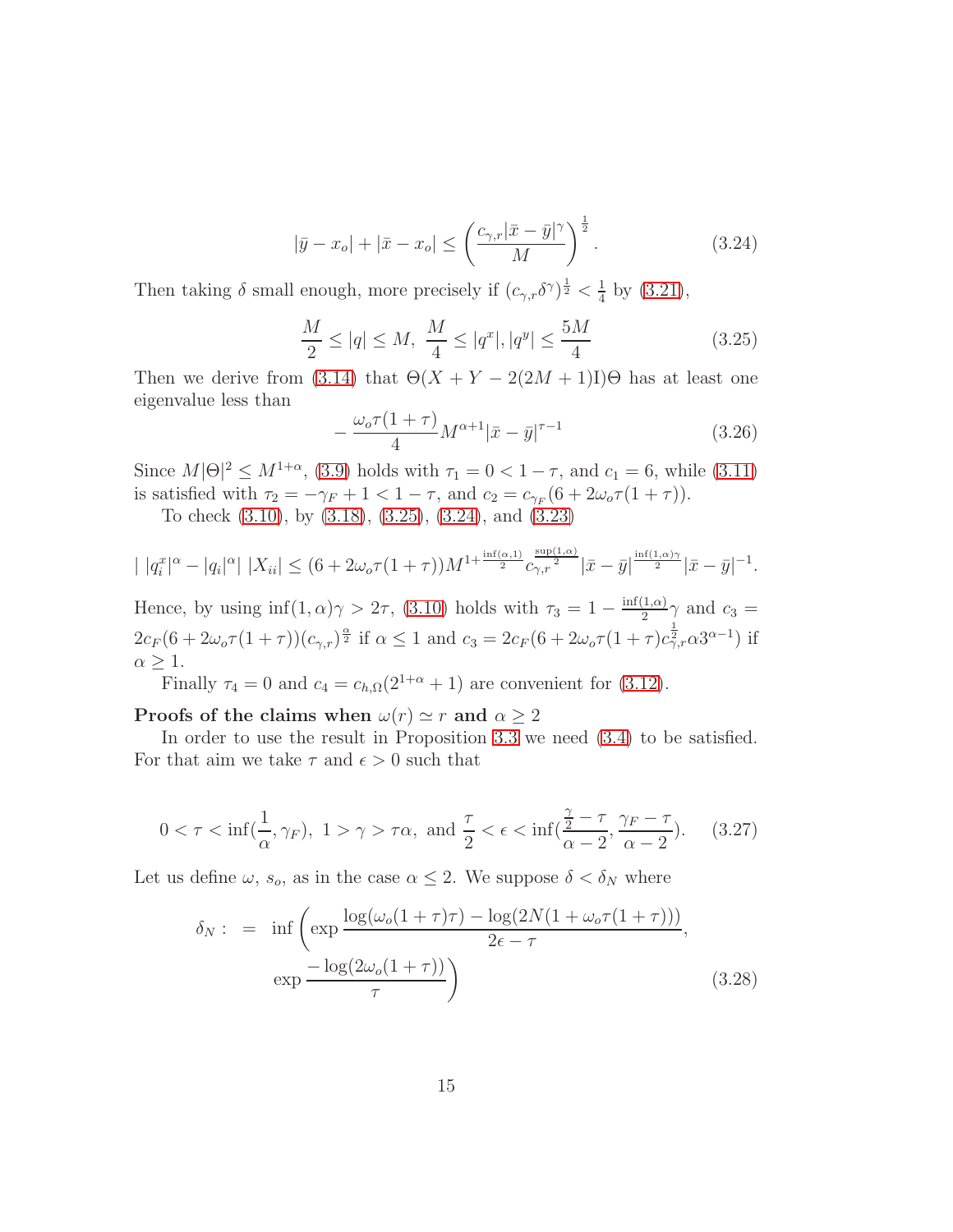$$|\bar{y} - x_o| + |\bar{x} - x_o| \leq \left( \frac{c_{\gamma,r}|\bar{x} - \bar{y}|^\gamma}{M} \right)^{\frac{1}{2}}. \tag{3.24}$$

Then taking $\delta$ small enough, more precisely if $(c_{\gamma,r}\delta^\gamma)^{\frac{1}{2}} < \frac{1}{4}$ by (3.21),

$$\frac{M}{2} \leq |q| \leq M, \ \frac{M}{4} \leq |q^x|, |q^y| \leq \frac{5M}{4} \tag{3.25}$$

Then we derive from (3.14) that $\Theta(X + Y - 2(2M+1)\mathrm{I})\Theta$ has at least one eigenvalue less than

$$-\frac{\omega_o \tau(1+\tau)}{4} M^{\alpha+1} |\bar{x} - \bar{y}|^{\tau - 1} \tag{3.26}$$

Since $M|\Theta|^2 \leq M^{1+\alpha}$, (3.9) holds with $\tau_1 = 0 < 1 - \tau$, and $c_1 = 6$, while (3.11) is satisfied with $\tau_2 = -\gamma_F + 1 < 1 - \tau$, and $c_2 = c_{\gamma_F}(6 + 2\omega_o\tau(1+\tau))$.

To check (3.10), by (3.18), (3.25), (3.24), and (3.23)

$$|\ |q_i^x|^\alpha - |q_i|^\alpha|\ |X_{ii}| \leq (6 + 2\omega_o\tau(1+\tau)) M^{1+\frac{\inf(\alpha,1)}{2}} c_{\gamma,r}^{\frac{\sup(1,\alpha)}{2}} |\bar{x} - \bar{y}|^{\frac{\inf(1,\alpha)\gamma}{2}} |\bar{x} - \bar{y}|^{-1}.$$

Hence, by using $\inf(1,\alpha)\gamma > 2\tau$, (3.10) holds with $\tau_3 = 1 - \frac{\inf(1,\alpha)}{2}\gamma$ and $c_3 = 2c_F(6 + 2\omega_o\tau(1+\tau))(c_{\gamma,r})^{\frac{\alpha}{2}}$ if $\alpha \leq 1$ and $c_3 = 2c_F(6 + 2\omega_o\tau(1+\tau)c_{\gamma,r}^{\frac{1}{2}}\alpha 3^{\alpha-1})$ if $\alpha \geq 1$.

Finally $\tau_4 = 0$ and $c_4 = c_{h,\Omega}(2^{1+\alpha} + 1)$ are convenient for (3.12).

**Proofs of the claims when $\omega(r) \simeq r$ and $\alpha \geq 2$**

In order to use the result in Proposition 3.3 we need (3.4) to be satisfied. For that aim we take $\tau$ and $\epsilon > 0$ such that

$$0 < \tau < \inf(\frac{1}{\alpha}, \gamma_F), \ 1 > \gamma > \tau\alpha, \text{ and } \frac{\tau}{2} < \epsilon < \inf(\frac{\frac{\gamma}{2} - \tau}{\alpha - 2}, \frac{\gamma_F - \tau}{\alpha - 2}). \tag{3.27}$$

Let us define $\omega$, $s_o$, as in the case $\alpha \leq 2$. We suppose $\delta < \delta_N$ where

$$\begin{aligned}\delta_N : &= \inf \Bigg( \exp \frac{\log(\omega_o(1+\tau)\tau) - \log(2N(1+\omega_o\tau(1+\tau)))}{2\epsilon - \tau}, \\ &\quad \exp \frac{-\log(2\omega_o(1+\tau))}{\tau} \Bigg)\end{aligned} \tag{3.28}$$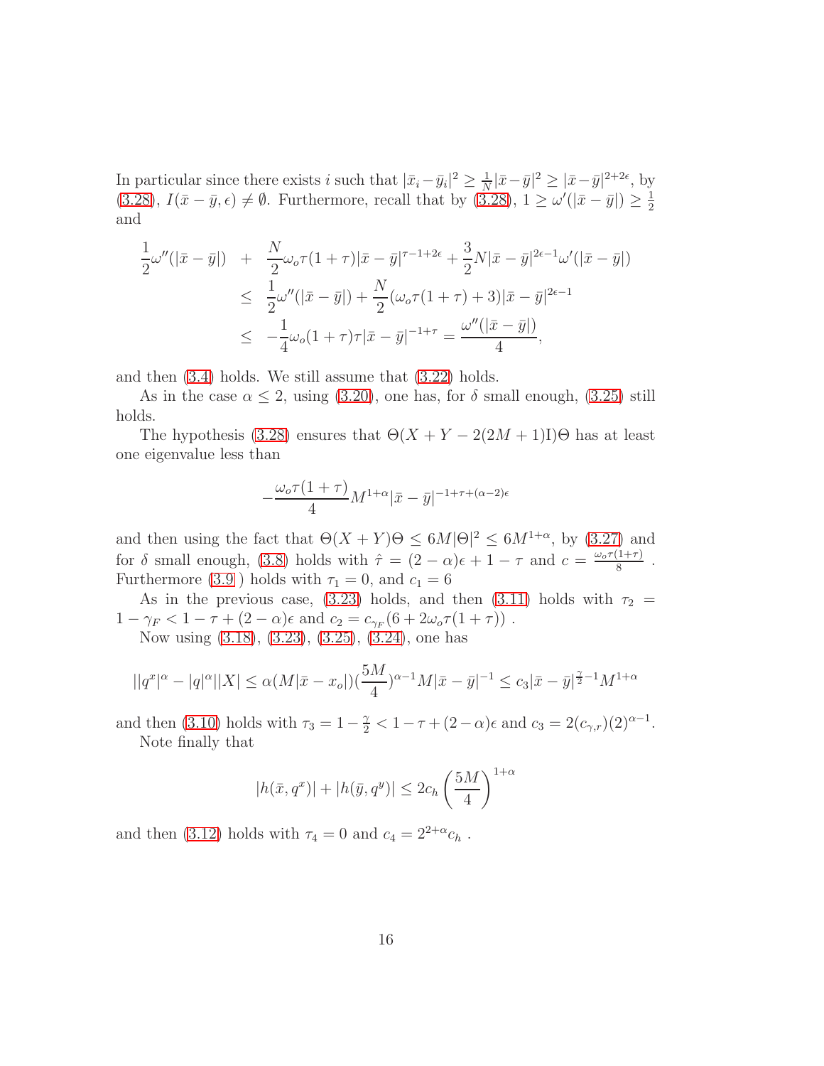In particular since there exists $i$ such that $|\bar{x}_i - \bar{y}_i|^2 \geq \frac{1}{N}|\bar{x}-\bar{y}|^2 \geq |\bar{x}-\bar{y}|^{2+2\epsilon}$, by (3.28), $I(\bar{x}-\bar{y},\epsilon) \neq \emptyset$. Furthermore, recall that by (3.28), $1 \geq \omega'(|\bar{x}-\bar{y}|) \geq \frac{1}{2}$ and

$$
\begin{aligned}
\frac{1}{2}\omega''(|\bar{x}-\bar{y}|) &+ \frac{N}{2}\omega_o\tau(1+\tau)|\bar{x}-\bar{y}|^{\tau-1+2\epsilon} + \frac{3}{2}N|\bar{x}-\bar{y}|^{2\epsilon-1}\omega'(|\bar{x}-\bar{y}|) \\
&\leq \frac{1}{2}\omega''(|\bar{x}-\bar{y}|) + \frac{N}{2}(\omega_o\tau(1+\tau)+3)|\bar{x}-\bar{y}|^{2\epsilon-1} \\
&\leq -\frac{1}{4}\omega_o(1+\tau)\tau|\bar{x}-\bar{y}|^{-1+\tau} = \frac{\omega''(|\bar{x}-\bar{y}|)}{4},
\end{aligned}
$$

and then (3.4) holds. We still assume that (3.22) holds.

As in the case $\alpha \leq 2$, using (3.20), one has, for $\delta$ small enough, (3.25) still holds.

The hypothesis (3.28) ensures that $\Theta(X+Y-2(2M+1)\mathrm{I})\Theta$ has at least one eigenvalue less than

$$
-\frac{\omega_o\tau(1+\tau)}{4}M^{1+\alpha}|\bar{x}-\bar{y}|^{-1+\tau+(\alpha-2)\epsilon}
$$

and then using the fact that $\Theta(X+Y)\Theta \leq 6M|\Theta|^2 \leq 6M^{1+\alpha}$, by (3.27) and for $\delta$ small enough, (3.8) holds with $\hat{\tau} = (2-\alpha)\epsilon + 1 - \tau$ and $c = \frac{\omega_o\tau(1+\tau)}{8}$. Furthermore (3.9 ) holds with $\tau_1 = 0$, and $c_1 = 6$

As in the previous case, (3.23) holds, and then (3.11) holds with $\tau_2 = 1-\gamma_F < 1-\tau+(2-\alpha)\epsilon$ and $c_2 = c_{\gamma_F}(6+2\omega_o\tau(1+\tau))$ .

Now using (3.18), (3.23), (3.25), (3.24), one has

$$
||q^x|^\alpha - |q|^\alpha||X| \leq \alpha(M|\bar{x}-x_o|)(\frac{5M}{4})^{\alpha-1}M|\bar{x}-\bar{y}|^{-1} \leq c_3|\bar{x}-\bar{y}|^{\frac{\gamma}{2}-1}M^{1+\alpha}
$$

and then (3.10) holds with $\tau_3 = 1-\frac{\gamma}{2} < 1-\tau+(2-\alpha)\epsilon$ and $c_3 = 2(c_{\gamma,r})(2)^{\alpha-1}$.

Note finally that

$$
|h(\bar{x},q^x)| + |h(\bar{y},q^y)| \leq 2c_h\left(\frac{5M}{4}\right)^{1+\alpha}
$$

and then (3.12) holds with $\tau_4 = 0$ and $c_4 = 2^{2+\alpha}c_h$ .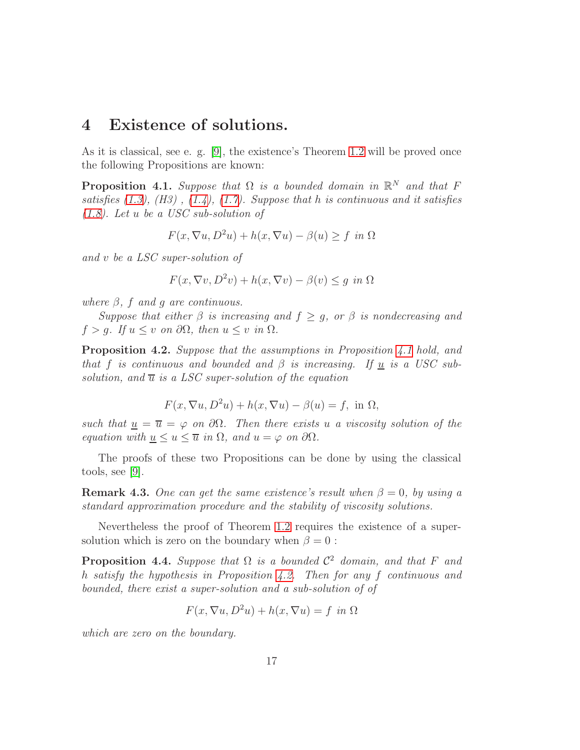# 4 Existence of solutions.

As it is classical, see e. g. [9], the existence's Theorem 1.2 will be proved once the following Propositions are known:

**Proposition 4.1.** *Suppose that $\Omega$ is a bounded domain in $\mathbb{R}^N$ and that $F$ satisfies (1.3), (H3) , (1.4), (1.7). Suppose that $h$ is continuous and it satisfies (1.8). Let $u$ be a USC sub-solution of*

$$F(x, \nabla u, D^2 u) + h(x, \nabla u) - \beta(u) \geq f \text{ in } \Omega$$

*and $v$ be a LSC super-solution of*

$$F(x, \nabla v, D^2 v) + h(x, \nabla v) - \beta(v) \leq g \text{ in } \Omega$$

*where $\beta$, $f$ and $g$ are continuous.*

*Suppose that either $\beta$ is increasing and $f \geq g$, or $\beta$ is nondecreasing and $f > g$. If $u \leq v$ on $\partial\Omega$, then $u \leq v$ in $\Omega$.*

**Proposition 4.2.** *Suppose that the assumptions in Proposition 4.1 hold, and that $f$ is continuous and bounded and $\beta$ is increasing. If $\underline{u}$ is a USC sub-solution, and $\overline{u}$ is a LSC super-solution of the equation*

$$F(x, \nabla u, D^2 u) + h(x, \nabla u) - \beta(u) = f, \text{ in } \Omega,$$

*such that $\underline{u} = \overline{u} = \varphi$ on $\partial\Omega$. Then there exists $u$ a viscosity solution of the equation with $\underline{u} \leq u \leq \overline{u}$ in $\Omega$, and $u = \varphi$ on $\partial\Omega$.*

The proofs of these two Propositions can be done by using the classical tools, see [9].

**Remark 4.3.** *One can get the same existence's result when $\beta = 0$, by using a standard approximation procedure and the stability of viscosity solutions.*

Nevertheless the proof of Theorem 1.2 requires the existence of a super-solution which is zero on the boundary when $\beta = 0$ :

**Proposition 4.4.** *Suppose that $\Omega$ is a bounded $\mathcal{C}^2$ domain, and that $F$ and $h$ satisfy the hypothesis in Proposition 4.2. Then for any $f$ continuous and bounded, there exist a super-solution and a sub-solution of of*

$$F(x, \nabla u, D^2 u) + h(x, \nabla u) = f \text{ in } \Omega$$

*which are zero on the boundary.*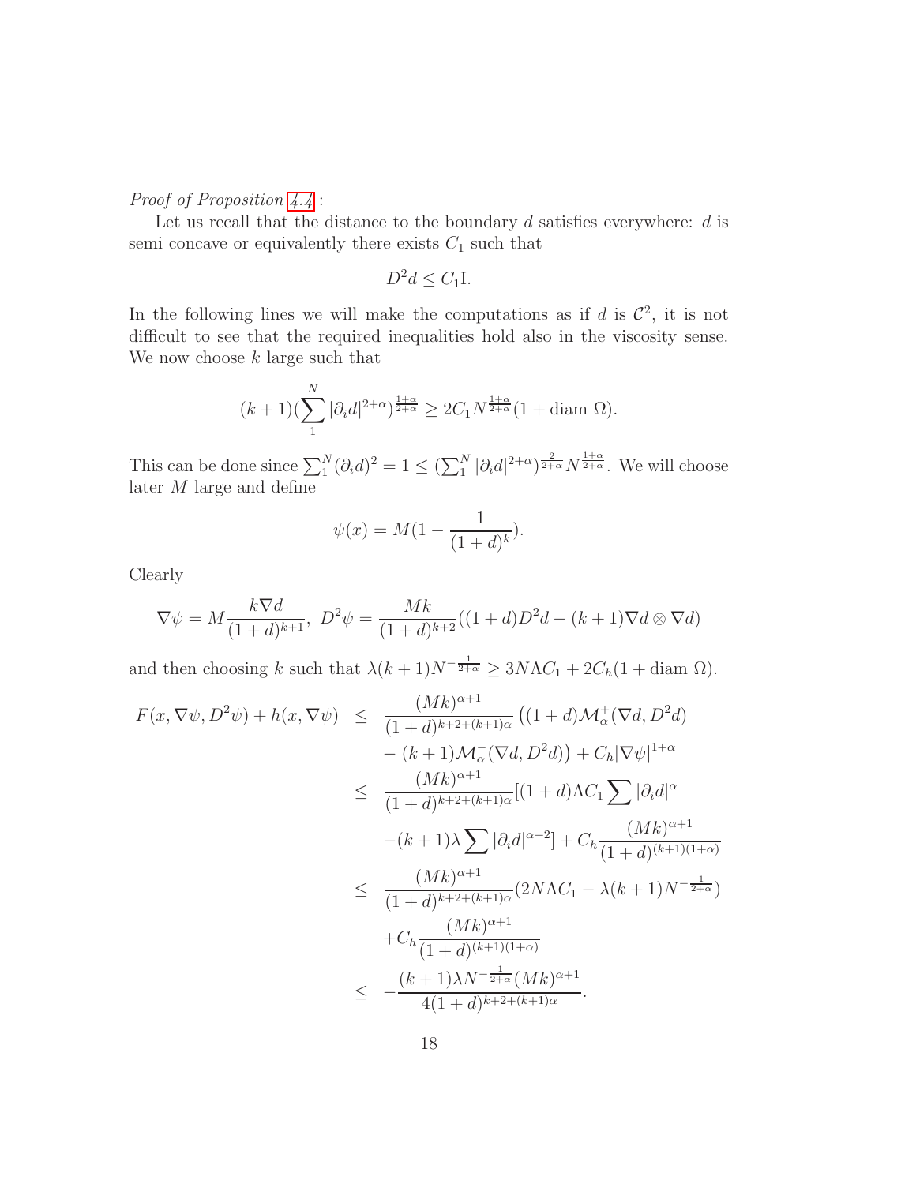*Proof of Proposition 4.4* :

Let us recall that the distance to the boundary $d$ satisfies everywhere: $d$ is semi concave or equivalently there exists $C_1$ such that

$$D^2 d \leq C_1 \mathrm{I}.$$

In the following lines we will make the computations as if $d$ is $\mathcal{C}^2$, it is not difficult to see that the required inequalities hold also in the viscosity sense. We now choose $k$ large such that

$$(k+1)(\sum_1^N |\partial_i d|^{2+\alpha})^{\frac{1+\alpha}{2+\alpha}} \geq 2C_1 N^{\frac{1+\alpha}{2+\alpha}}(1+\text{diam } \Omega).$$

This can be done since $\sum_1^N (\partial_i d)^2 = 1 \leq (\sum_1^N |\partial_i d|^{2+\alpha})^{\frac{2}{2+\alpha}} N^{\frac{1+\alpha}{2+\alpha}}$. We will choose later $M$ large and define

$$\psi(x) = M(1 - \frac{1}{(1+d)^k}).$$

Clearly

$$\nabla\psi = M\frac{k\nabla d}{(1+d)^{k+1}},\ D^2\psi = \frac{Mk}{(1+d)^{k+2}}((1+d)D^2 d - (k+1)\nabla d \otimes \nabla d)$$

and then choosing $k$ such that $\lambda(k+1)N^{-\frac{1}{2+\alpha}} \geq 3N\Lambda C_1 + 2C_h(1+\text{diam } \Omega)$.

$$\begin{aligned}
F(x,\nabla\psi, D^2\psi) + h(x,\nabla\psi) &\leq \frac{(Mk)^{\alpha+1}}{(1+d)^{k+2+(k+1)\alpha}}\big((1+d)\mathcal{M}^+_\alpha(\nabla d, D^2 d) \\
&\quad - (k+1)\mathcal{M}^-_\alpha(\nabla d, D^2 d)\big) + C_h|\nabla\psi|^{1+\alpha} \\
&\leq \frac{(Mk)^{\alpha+1}}{(1+d)^{k+2+(k+1)\alpha}}[(1+d)\Lambda C_1 \sum |\partial_i d|^\alpha \\
&\quad -(k+1)\lambda\sum|\partial_i d|^{\alpha+2}] + C_h\frac{(Mk)^{\alpha+1}}{(1+d)^{(k+1)(1+\alpha)}} \\
&\leq \frac{(Mk)^{\alpha+1}}{(1+d)^{k+2+(k+1)\alpha}}(2N\Lambda C_1 - \lambda(k+1)N^{-\frac{1}{2+\alpha}}) \\
&\quad + C_h\frac{(Mk)^{\alpha+1}}{(1+d)^{(k+1)(1+\alpha)}} \\
&\leq -\frac{(k+1)\lambda N^{-\frac{1}{2+\alpha}}(Mk)^{\alpha+1}}{4(1+d)^{k+2+(k+1)\alpha}}.
\end{aligned}$$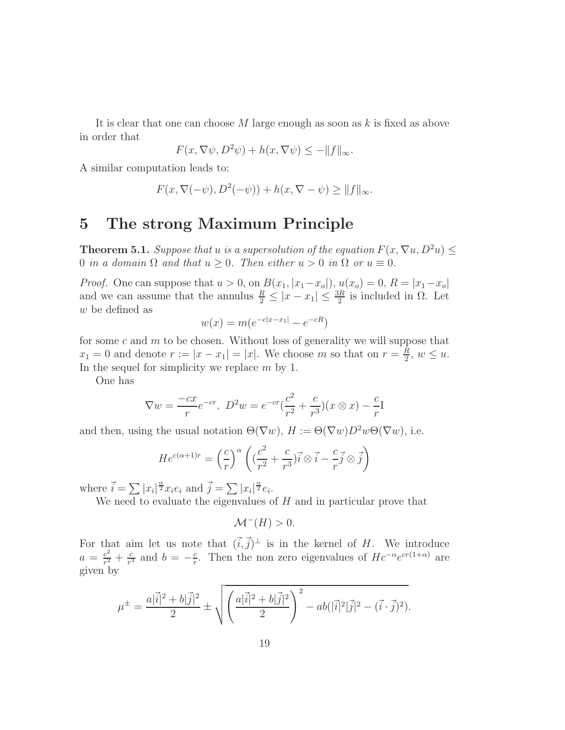It is clear that one can choose $M$ large enough as soon as $k$ is fixed as above in order that

$$F(x, \nabla\psi, D^2\psi) + h(x, \nabla\psi) \leq -\|f\|_\infty.$$

A similar computation leads to:

$$F(x, \nabla(-\psi), D^2(-\psi)) + h(x, \nabla - \psi) \geq \|f\|_\infty.$$

# 5 The strong Maximum Principle

**Theorem 5.1.** *Suppose that $u$ is a supersolution of the equation $F(x, \nabla u, D^2u) \leq 0$ in a domain $\Omega$ and that $u \geq 0$. Then either $u > 0$ in $\Omega$ or $u \equiv 0$.*

*Proof.* One can suppose that $u > 0$, on $B(x_1, |x_1 - x_o|)$, $u(x_o) = 0$, $R = |x_1 - x_o|$ and we can assume that the annulus $\frac{R}{2} \leq |x - x_1| \leq \frac{3R}{2}$ is included in $\Omega$. Let $w$ be defined as

$$w(x) = m(e^{-c|x-x_1|} - e^{-cR})$$

for some $c$ and $m$ to be chosen. Without loss of generality we will suppose that $x_1 = 0$ and denote $r := |x - x_1| = |x|$. We choose $m$ so that on $r = \frac{R}{2}$, $w \leq u$. In the sequel for simplicity we replace $m$ by 1.

One has

$$\nabla w = \frac{-cx}{r}e^{-cr},\ D^2w = e^{-cr}(\frac{c^2}{r^2} + \frac{c}{r^3})(x \otimes x) - \frac{c}{r}\mathrm{I}$$

and then, using the usual notation $\Theta(\nabla w)$, $H := \Theta(\nabla w)D^2w\Theta(\nabla w)$, i.e.

$$He^{c(\alpha+1)r} = \left(\frac{c}{r}\right)^\alpha \left((\frac{c^2}{r^2} + \frac{c}{r^3})\vec{i} \otimes \vec{i} - \frac{c}{r}\vec{j} \otimes \vec{j}\right)$$

where $\vec{i} = \sum |x_i|^{\frac{\alpha}{2}} x_i e_i$ and $\vec{j} = \sum |x_i|^{\frac{\alpha}{2}} e_i$.

We need to evaluate the eigenvalues of $H$ and in particular prove that

$$\mathcal{M}^-(H) > 0.$$

For that aim let us note that $(\vec{i}, \vec{j})^\perp$ is in the kernel of $H$. We introduce $a = \frac{c^2}{r^2} + \frac{c}{r^3}$ and $b = -\frac{c}{r}$. Then the non zero eigenvalues of $Hc^{-\alpha}e^{cr(1+\alpha)}$ are given by

$$\mu^\pm = \frac{a|\vec{i}|^2 + b|\vec{j}|^2}{2} \pm \sqrt{\left(\frac{a|\vec{i}|^2 + b|\vec{j}|^2}{2}\right)^2 - ab(|\vec{i}|^2|\vec{j}|^2 - (\vec{i} \cdot \vec{j})^2)}.$$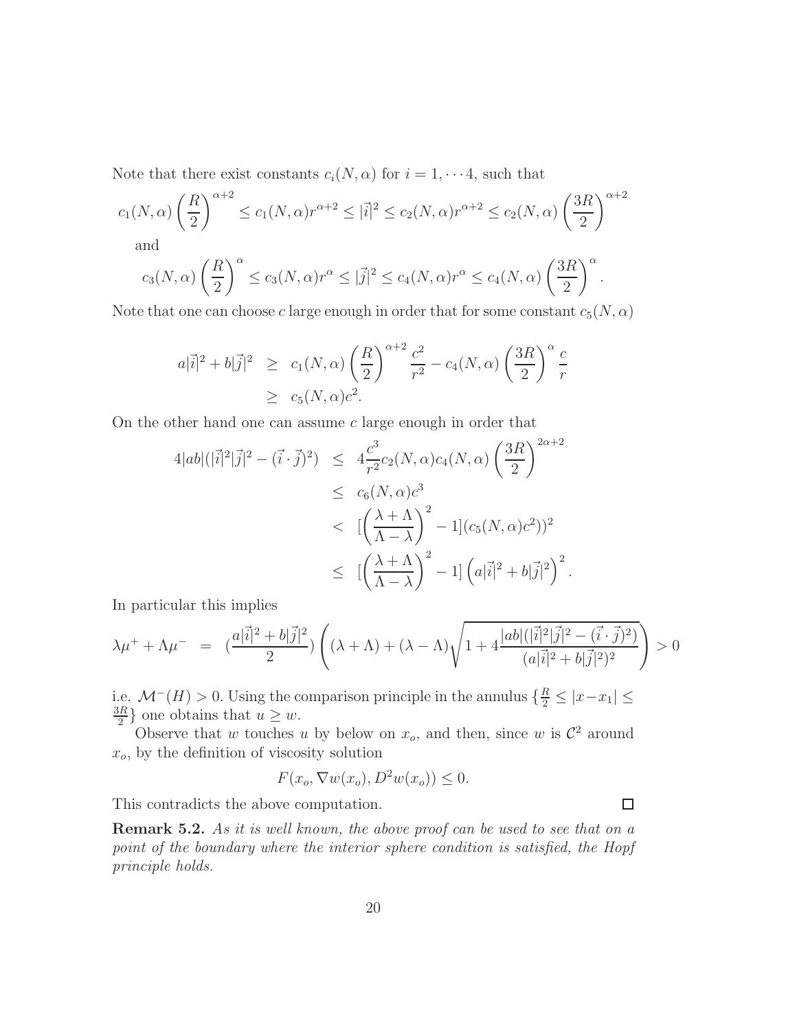Note that there exist constants $c_i(N,\alpha)$ for $i = 1, \cdots 4$, such that

$$c_1(N,\alpha)\left(\frac{R}{2}\right)^{\alpha+2} \leq c_1(N,\alpha)r^{\alpha+2} \leq |\vec{i}|^2 \leq c_2(N,\alpha)r^{\alpha+2} \leq c_2(N,\alpha)\left(\frac{3R}{2}\right)^{\alpha+2}$$

and

$$c_3(N,\alpha)\left(\frac{R}{2}\right)^{\alpha} \leq c_3(N,\alpha)r^{\alpha} \leq |\vec{j}|^2 \leq c_4(N,\alpha)r^{\alpha} \leq c_4(N,\alpha)\left(\frac{3R}{2}\right)^{\alpha}.$$

Note that one can choose $c$ large enough in order that for some constant $c_5(N,\alpha)$

$$\begin{aligned}
a|\vec{i}|^2 + b|\vec{j}|^2 &\geq c_1(N,\alpha)\left(\frac{R}{2}\right)^{\alpha+2}\frac{c^2}{r^2} - c_4(N,\alpha)\left(\frac{3R}{2}\right)^{\alpha}\frac{c}{r} \\
&\geq c_5(N,\alpha)c^2.
\end{aligned}$$

On the other hand one can assume $c$ large enough in order that

$$\begin{aligned}
4|ab|(|\vec{i}|^2|\vec{j}|^2 - (\vec{i}\cdot\vec{j})^2) &\leq 4\frac{c^3}{r^2}c_2(N,\alpha)c_4(N,\alpha)\left(\frac{3R}{2}\right)^{2\alpha+2} \\
&\leq c_6(N,\alpha)c^3 \\
&< [\left(\frac{\lambda+\Lambda}{\Lambda-\lambda}\right)^2 - 1](c_5(N,\alpha)c^2))^2 \\
&\leq [\left(\frac{\lambda+\Lambda}{\Lambda-\lambda}\right)^2 - 1]\left(a|\vec{i}|^2 + b|\vec{j}|^2\right)^2.
\end{aligned}$$

In particular this implies

$$\lambda\mu^+ + \Lambda\mu^- = (\frac{a|\vec{i}|^2 + b|\vec{j}|^2}{2})\left((\lambda+\Lambda) + (\lambda-\Lambda)\sqrt{1 + 4\frac{|ab|(|\vec{i}|^2|\vec{j}|^2 - (\vec{i}\cdot\vec{j})^2)}{(a|\vec{i}|^2 + b|\vec{j}|^2)^2}}\right) > 0$$

i.e. $\mathcal{M}^-(H) > 0$. Using the comparison principle in the annulus $\{\frac{R}{2} \leq |x - x_1| \leq \frac{3R}{2}\}$ one obtains that $u \geq w$.

Observe that $w$ touches $u$ by below on $x_o$, and then, since $w$ is $\mathcal{C}^2$ around $x_o$, by the definition of viscosity solution

$$F(x_o, \nabla w(x_o), D^2 w(x_o)) \leq 0.$$

This contradicts the above computation. □

**Remark 5.2.** *As it is well known, the above proof can be used to see that on a point of the boundary where the interior sphere condition is satisfied, the Hopf principle holds.*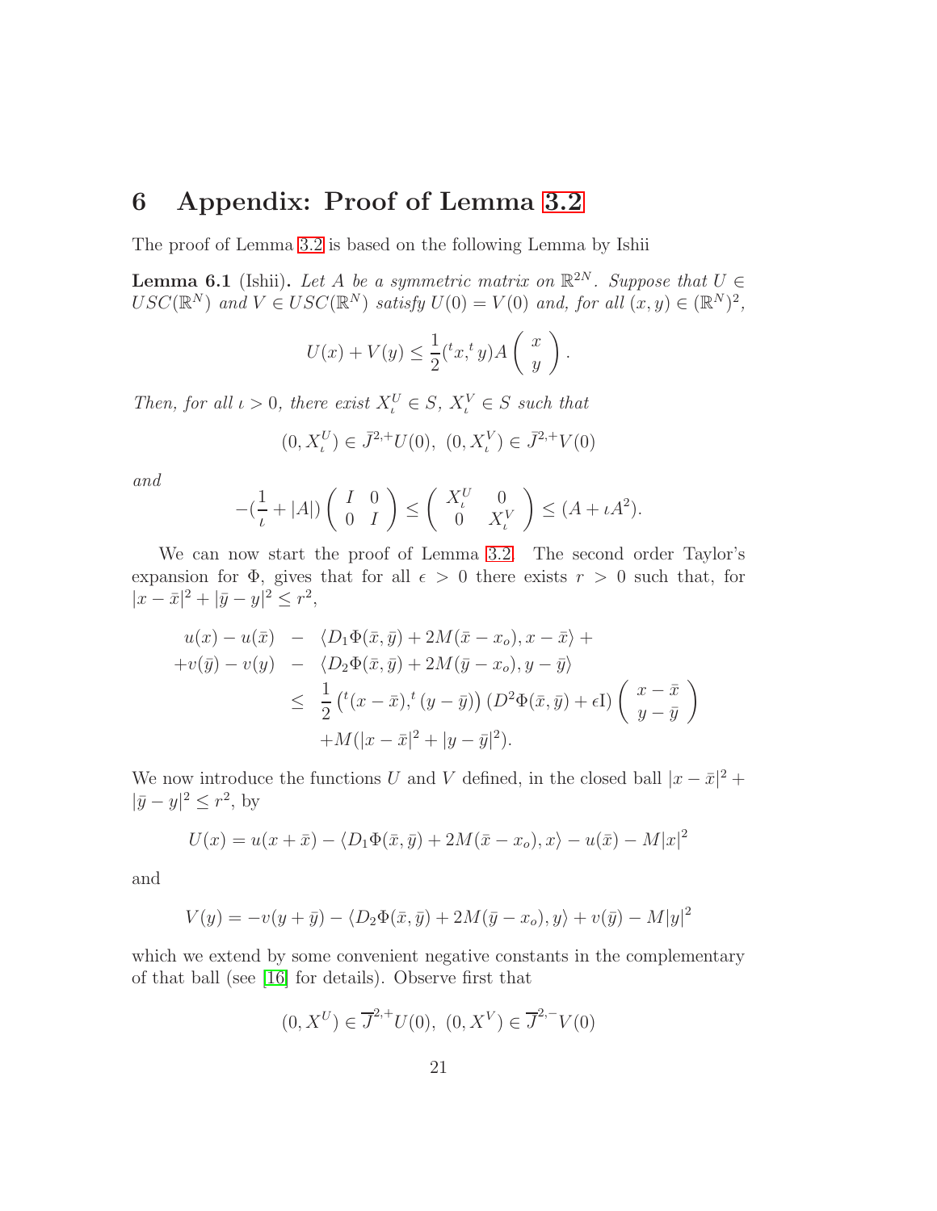# 6 Appendix: Proof of Lemma 3.2

The proof of Lemma 3.2 is based on the following Lemma by Ishii

**Lemma 6.1** (Ishii). *Let $A$ be a symmetric matrix on $\mathbb{R}^{2N}$. Suppose that $U \in USC(\mathbb{R}^N)$ and $V \in USC(\mathbb{R}^N)$ satisfy $U(0) = V(0)$ and, for all $(x, y) \in (\mathbb{R}^N)^2$,*

$$U(x) + V(y) \leq \frac{1}{2}({}^t x, {}^t y) A \begin{pmatrix} x \\ y \end{pmatrix}.$$

*Then, for all $\iota > 0$, there exist $X_\iota^U \in S$, $X_\iota^V \in S$ such that*

$$(0, X_\iota^U) \in \bar{J}^{2,+} U(0), \ (0, X_\iota^V) \in \bar{J}^{2,+} V(0)$$

*and*

$$-(\frac{1}{\iota} + |A|) \begin{pmatrix} I & 0 \\ 0 & I \end{pmatrix} \leq \begin{pmatrix} X_\iota^U & 0 \\ 0 & X_\iota^V \end{pmatrix} \leq (A + \iota A^2).$$

We can now start the proof of Lemma 3.2. The second order Taylor's expansion for $\Phi$, gives that for all $\epsilon > 0$ there exists $r > 0$ such that, for $|x - \bar{x}|^2 + |\bar{y} - y|^2 \leq r^2$,

$$\begin{aligned}
u(x) - u(\bar{x}) \ &- \ \langle D_1 \Phi(\bar{x}, \bar{y}) + 2M(\bar{x} - x_o), x - \bar{x} \rangle + \\
+ v(\bar{y}) - v(y) \ &- \ \langle D_2 \Phi(\bar{x}, \bar{y}) + 2M(\bar{y} - x_o), y - \bar{y} \rangle \\
&\leq \ \frac{1}{2} \left( {}^t(x - \bar{x}), {}^t(y - \bar{y}) \right) (D^2 \Phi(\bar{x}, \bar{y}) + \epsilon \mathrm{I}) \begin{pmatrix} x - \bar{x} \\ y - \bar{y} \end{pmatrix} \\
&\quad + M(|x - \bar{x}|^2 + |y - \bar{y}|^2).
\end{aligned}$$

We now introduce the functions $U$ and $V$ defined, in the closed ball $|x - \bar{x}|^2 + |\bar{y} - y|^2 \leq r^2$, by

$$U(x) = u(x + \bar{x}) - \langle D_1 \Phi(\bar{x}, \bar{y}) + 2M(\bar{x} - x_o), x \rangle - u(\bar{x}) - M|x|^2$$

and

$$V(y) = -v(y + \bar{y}) - \langle D_2 \Phi(\bar{x}, \bar{y}) + 2M(\bar{y} - x_o), y \rangle + v(\bar{y}) - M|y|^2$$

which we extend by some convenient negative constants in the complementary of that ball (see [16] for details). Observe first that

$$(0, X^U) \in \overline{J}^{2,+} U(0), \ (0, X^V) \in \overline{J}^{2,-} V(0)$$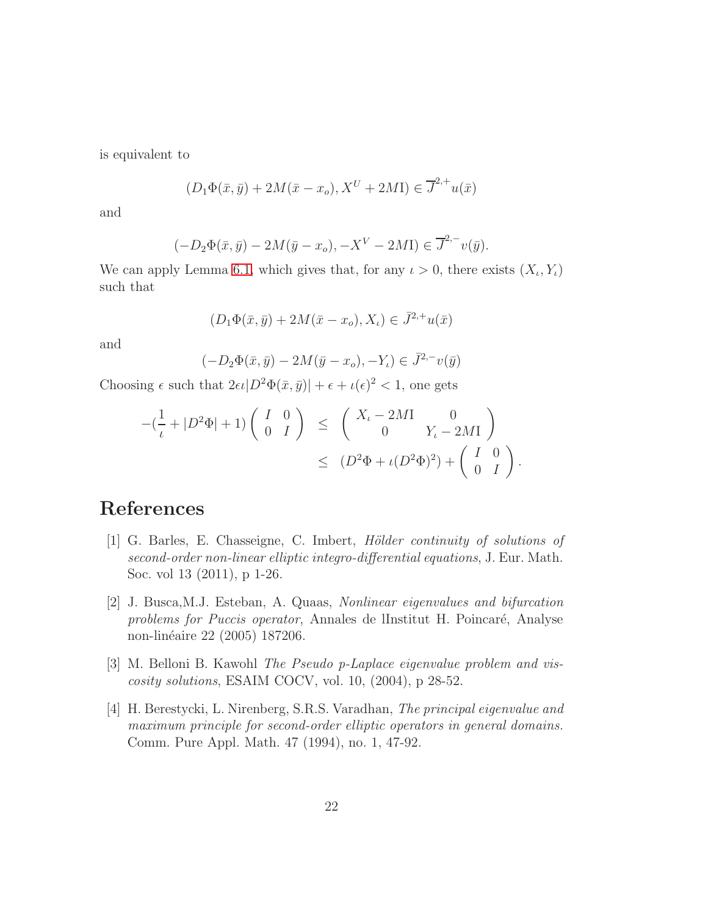is equivalent to

$$(D_1\Phi(\bar{x},\bar{y}) + 2M(\bar{x}-x_o), X^U + 2M\mathrm{I}) \in \overline{J}^{2,+}u(\bar{x})$$

and

$$(-D_2\Phi(\bar{x},\bar{y}) - 2M(\bar{y}-x_o), -X^V - 2M\mathrm{I}) \in \overline{J}^{2,-}v(\bar{y}).$$

We can apply Lemma 6.1, which gives that, for any $\iota > 0$, there exists $(X_\iota, Y_\iota)$ such that

$$(D_1\Phi(\bar{x},\bar{y}) + 2M(\bar{x}-x_o), X_\iota) \in \bar{J}^{2,+}u(\bar{x})$$

and

$$(-D_2\Phi(\bar{x},\bar{y}) - 2M(\bar{y}-x_o), -Y_\iota) \in \bar{J}^{2,-}v(\bar{y})$$

Choosing $\epsilon$ such that $2\epsilon\iota|D^2\Phi(\bar{x},\bar{y})| + \epsilon + \iota(\epsilon)^2 < 1$, one gets

$$\begin{aligned}
-(\frac{1}{\iota} + |D^2\Phi| + 1)\begin{pmatrix} I & 0 \\ 0 & I \end{pmatrix} &\leq \begin{pmatrix} X_\iota - 2M\mathrm{I} & 0 \\ 0 & Y_\iota - 2M\mathrm{I} \end{pmatrix} \\
&\leq (D^2\Phi + \iota(D^2\Phi)^2) + \begin{pmatrix} I & 0 \\ 0 & I \end{pmatrix}.
\end{aligned}$$

# References

[1] G. Barles, E. Chasseigne, C. Imbert, *Hölder continuity of solutions of second-order non-linear elliptic integro-differential equations*, J. Eur. Math. Soc. vol 13 (2011), p 1-26.

[2] J. Busca,M.J. Esteban, A. Quaas, *Nonlinear eigenvalues and bifurcation problems for Puccis operator*, Annales de lInstitut H. Poincaré, Analyse non-linéaire 22 (2005) 187206.

[3] M. Belloni B. Kawohl *The Pseudo p-Laplace eigenvalue problem and viscosity solutions*, ESAIM COCV, vol. 10, (2004), p 28-52.

[4] H. Berestycki, L. Nirenberg, S.R.S. Varadhan, *The principal eigenvalue and maximum principle for second-order elliptic operators in general domains.* Comm. Pure Appl. Math. 47 (1994), no. 1, 47-92.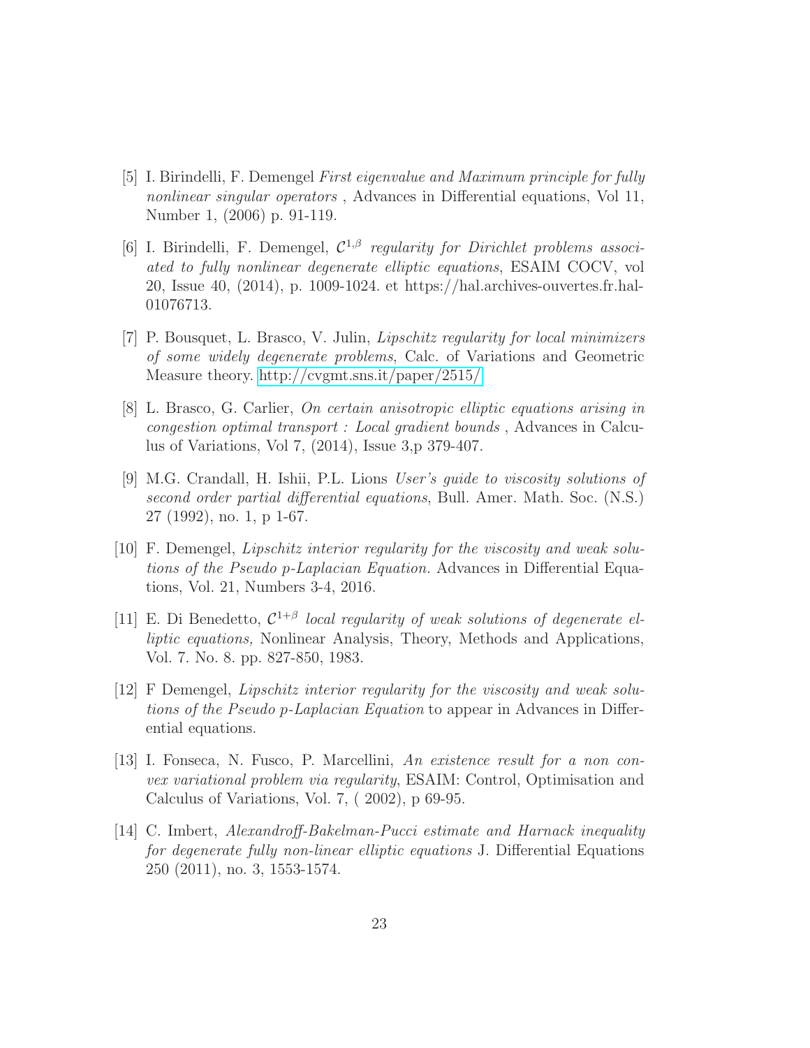[5] I. Birindelli, F. Demengel *First eigenvalue and Maximum principle for fully nonlinear singular operators* , Advances in Differential equations, Vol 11, Number 1, (2006) p. 91-119.

[6] I. Birindelli, F. Demengel, *$\mathcal{C}^{1,\beta}$ regularity for Dirichlet problems associated to fully nonlinear degenerate elliptic equations*, ESAIM COCV, vol 20, Issue 40, (2014), p. 1009-1024. et https://hal.archives-ouvertes.fr.hal-01076713.

[7] P. Bousquet, L. Brasco, V. Julin, *Lipschitz regularity for local minimizers of some widely degenerate problems*, Calc. of Variations and Geometric Measure theory. http://cvgmt.sns.it/paper/2515/

[8] L. Brasco, G. Carlier, *On certain anisotropic elliptic equations arising in congestion optimal transport : Local gradient bounds* , Advances in Calculus of Variations, Vol 7, (2014), Issue 3,p 379-407.

[9] M.G. Crandall, H. Ishii, P.L. Lions *User's guide to viscosity solutions of second order partial differential equations*, Bull. Amer. Math. Soc. (N.S.) 27 (1992), no. 1, p 1-67.

[10] F. Demengel, *Lipschitz interior regularity for the viscosity and weak solutions of the Pseudo p-Laplacian Equation.* Advances in Differential Equations, Vol. 21, Numbers 3-4, 2016.

[11] E. Di Benedetto, *$\mathcal{C}^{1+\beta}$ local regularity of weak solutions of degenerate elliptic equations,* Nonlinear Analysis, Theory, Methods and Applications, Vol. 7. No. 8. pp. 827-850, 1983.

[12] F Demengel, *Lipschitz interior regularity for the viscosity and weak solutions of the Pseudo p-Laplacian Equation* to appear in Advances in Differential equations.

[13] I. Fonseca, N. Fusco, P. Marcellini, *An existence result for a non convex variational problem via regularity*, ESAIM: Control, Optimisation and Calculus of Variations, Vol. 7, ( 2002), p 69-95.

[14] C. Imbert, *Alexandroff-Bakelman-Pucci estimate and Harnack inequality for degenerate fully non-linear elliptic equations* J. Differential Equations 250 (2011), no. 3, 1553-1574.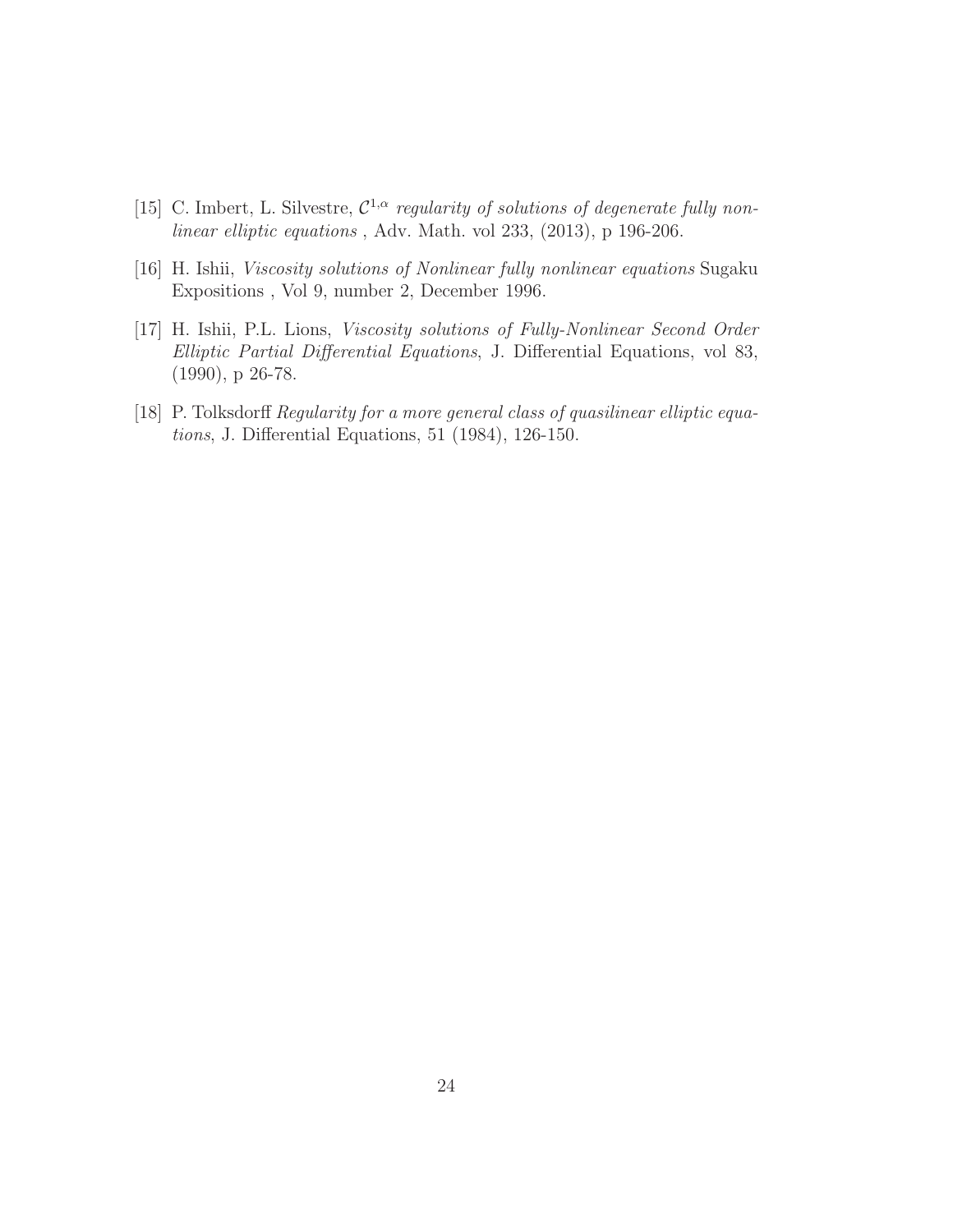[15] C. Imbert, L. Silvestre, *$\mathcal{C}^{1,\alpha}$ regularity of solutions of degenerate fully nonlinear elliptic equations* , Adv. Math. vol 233, (2013), p 196-206.

[16] H. Ishii, *Viscosity solutions of Nonlinear fully nonlinear equations* Sugaku Expositions , Vol 9, number 2, December 1996.

[17] H. Ishii, P.L. Lions, *Viscosity solutions of Fully-Nonlinear Second Order Elliptic Partial Differential Equations*, J. Differential Equations, vol 83, (1990), p 26-78.

[18] P. Tolksdorff *Regularity for a more general class of quasilinear elliptic equations*, J. Differential Equations, 51 (1984), 126-150.